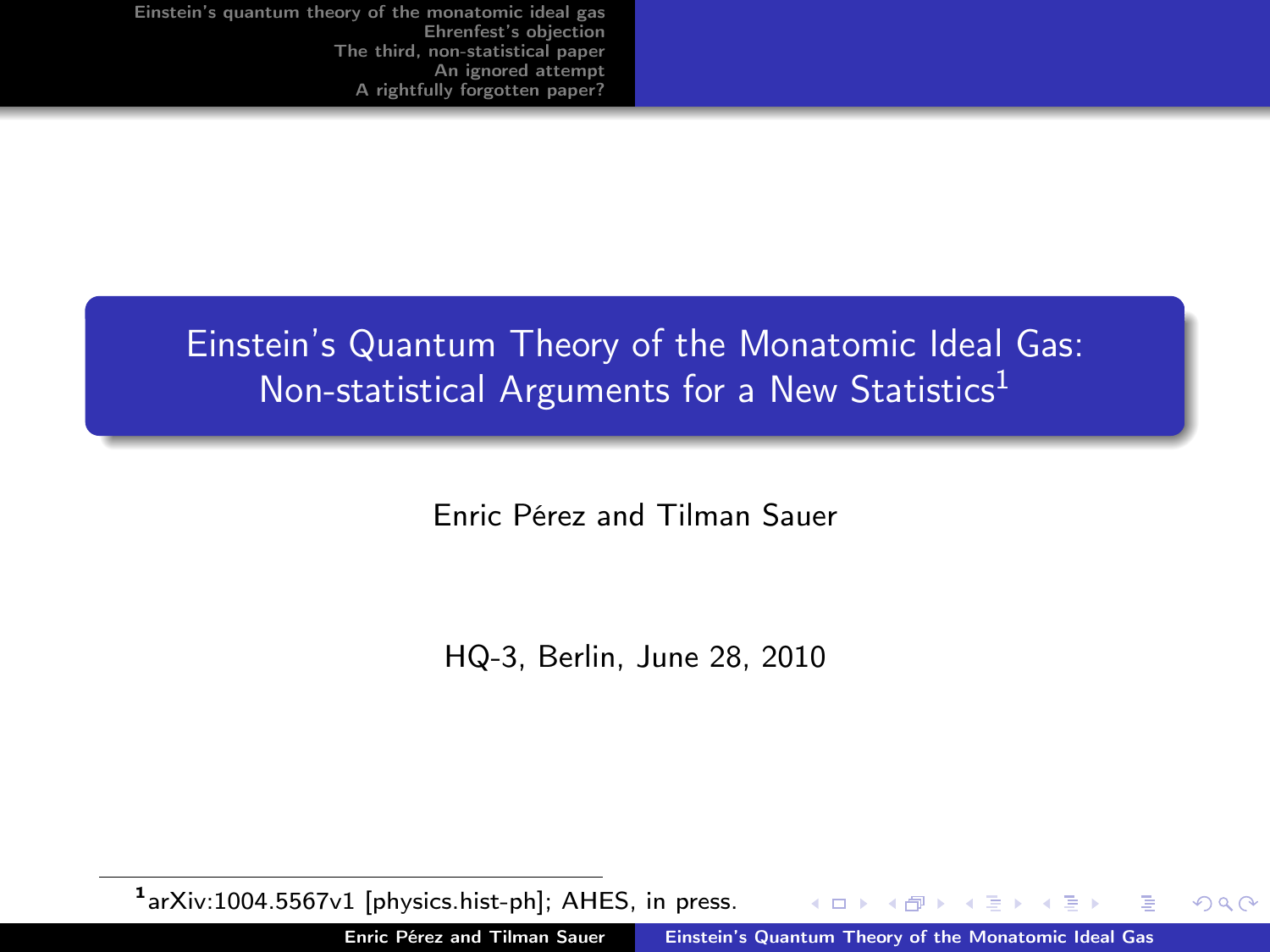# Einstein's Quantum Theory of the Monatomic Ideal Gas: Non-statistical Arguments for a New Statistics[1]

Enric Pérez and Tilman Sauer

HQ-3, Berlin, June 28, 2010

[1] arXiv:1004.5567v1 [physics.hist-ph]; AHES, in press.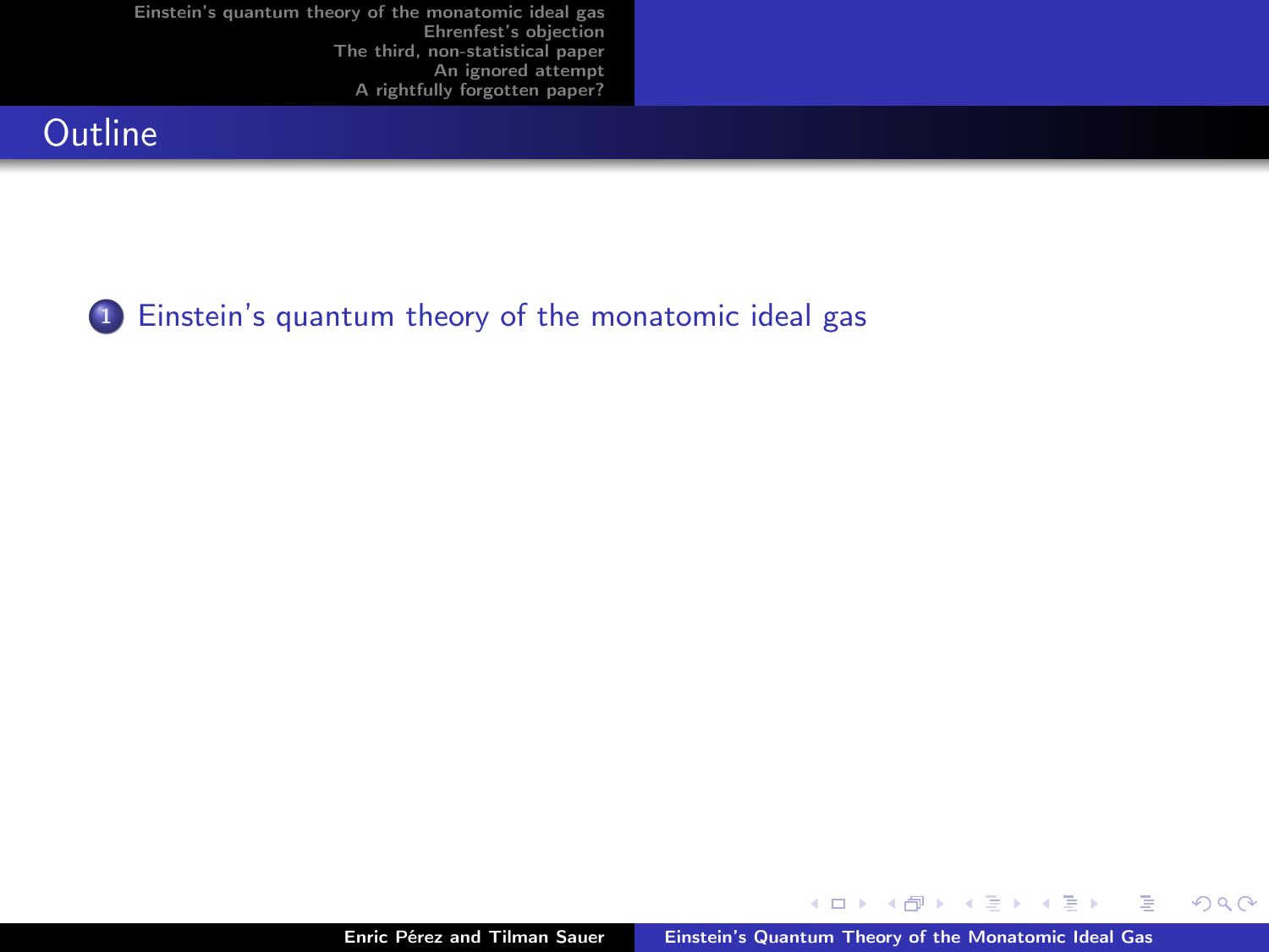# Outline

1. Einstein's quantum theory of the monatomic ideal gas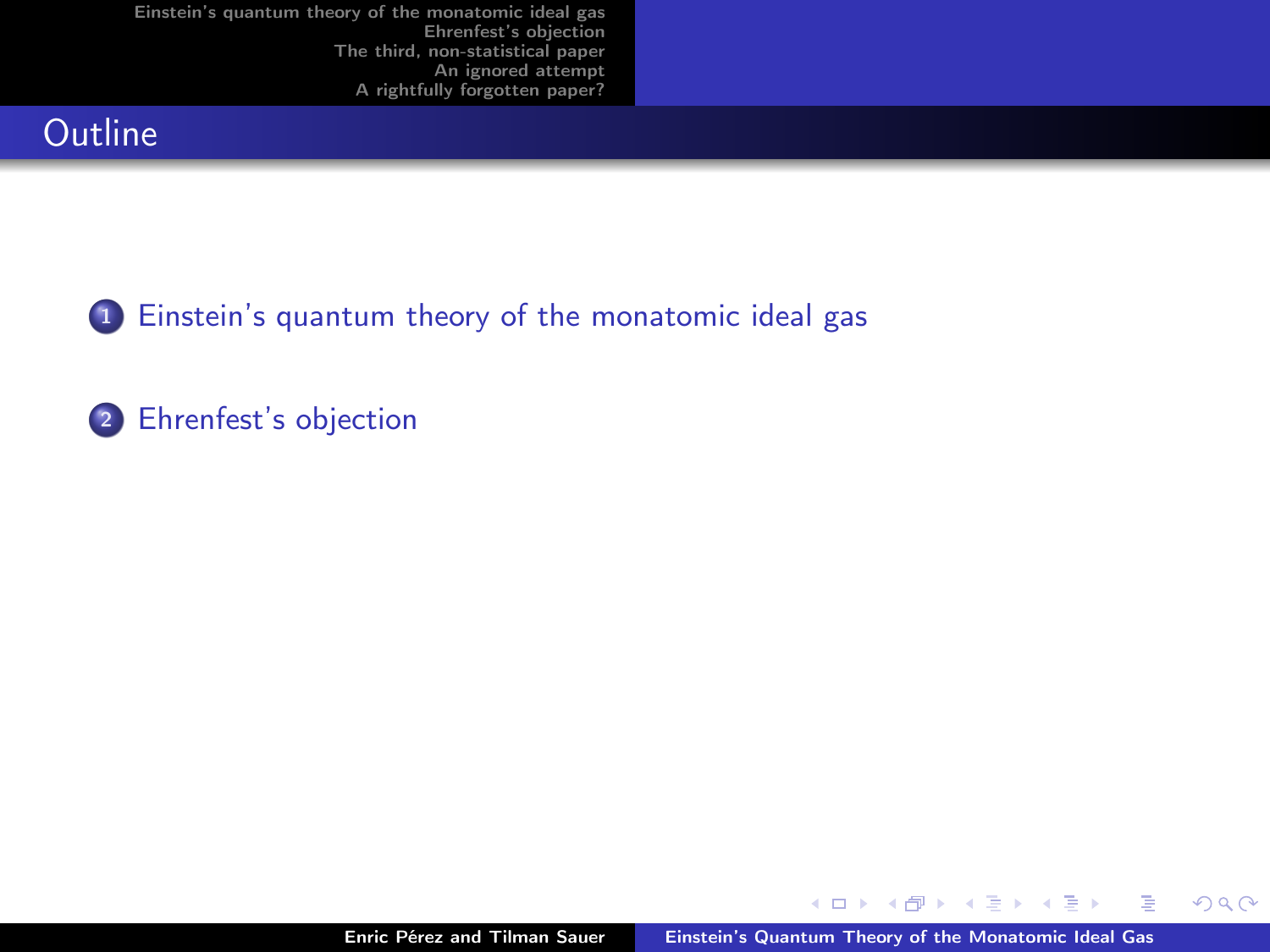# Outline

1. Einstein's quantum theory of the monatomic ideal gas

2. Ehrenfest's objection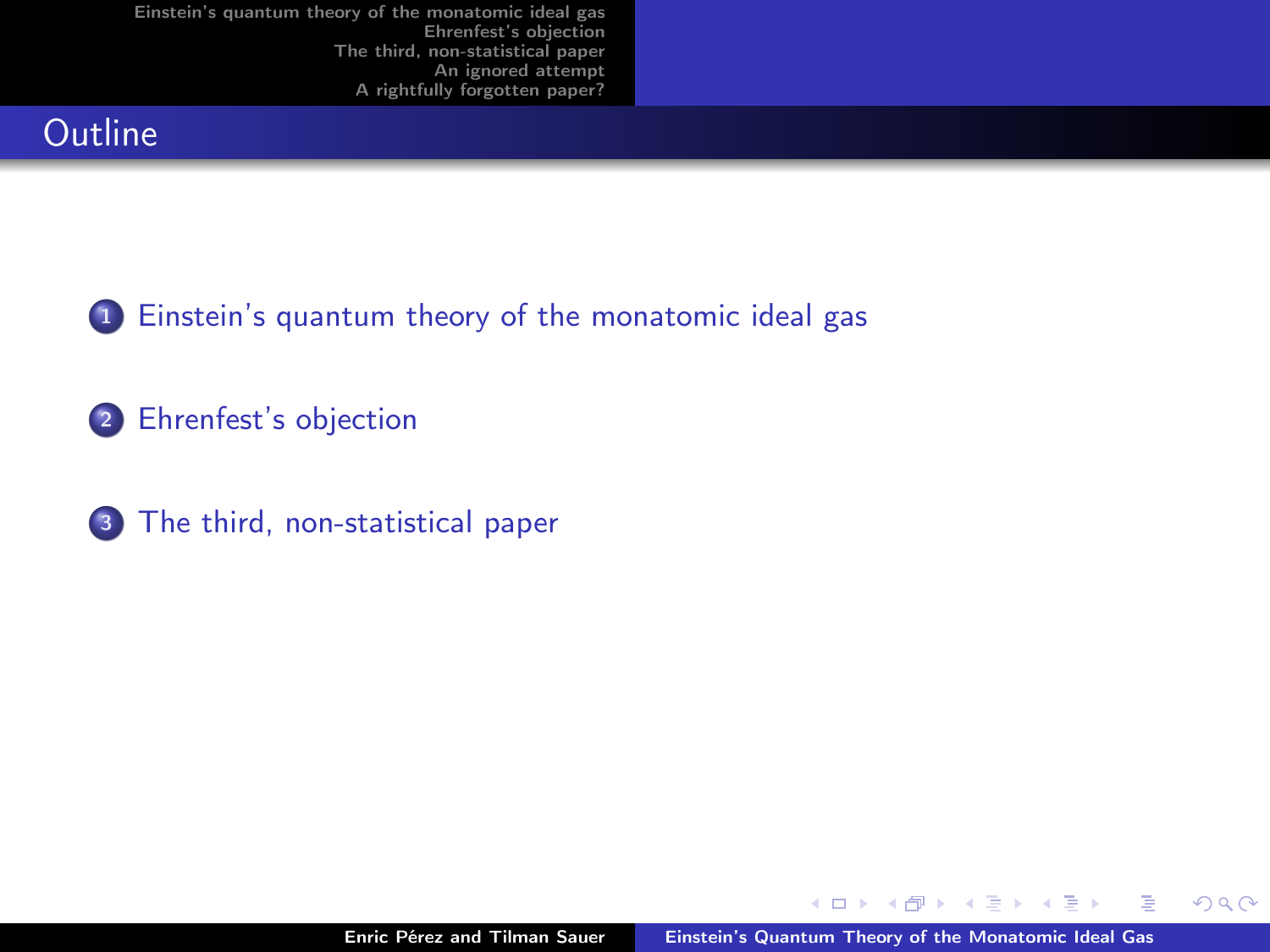## Outline

1. Einstein's quantum theory of the monatomic ideal gas
2. Ehrenfest's objection
3. The third, non-statistical paper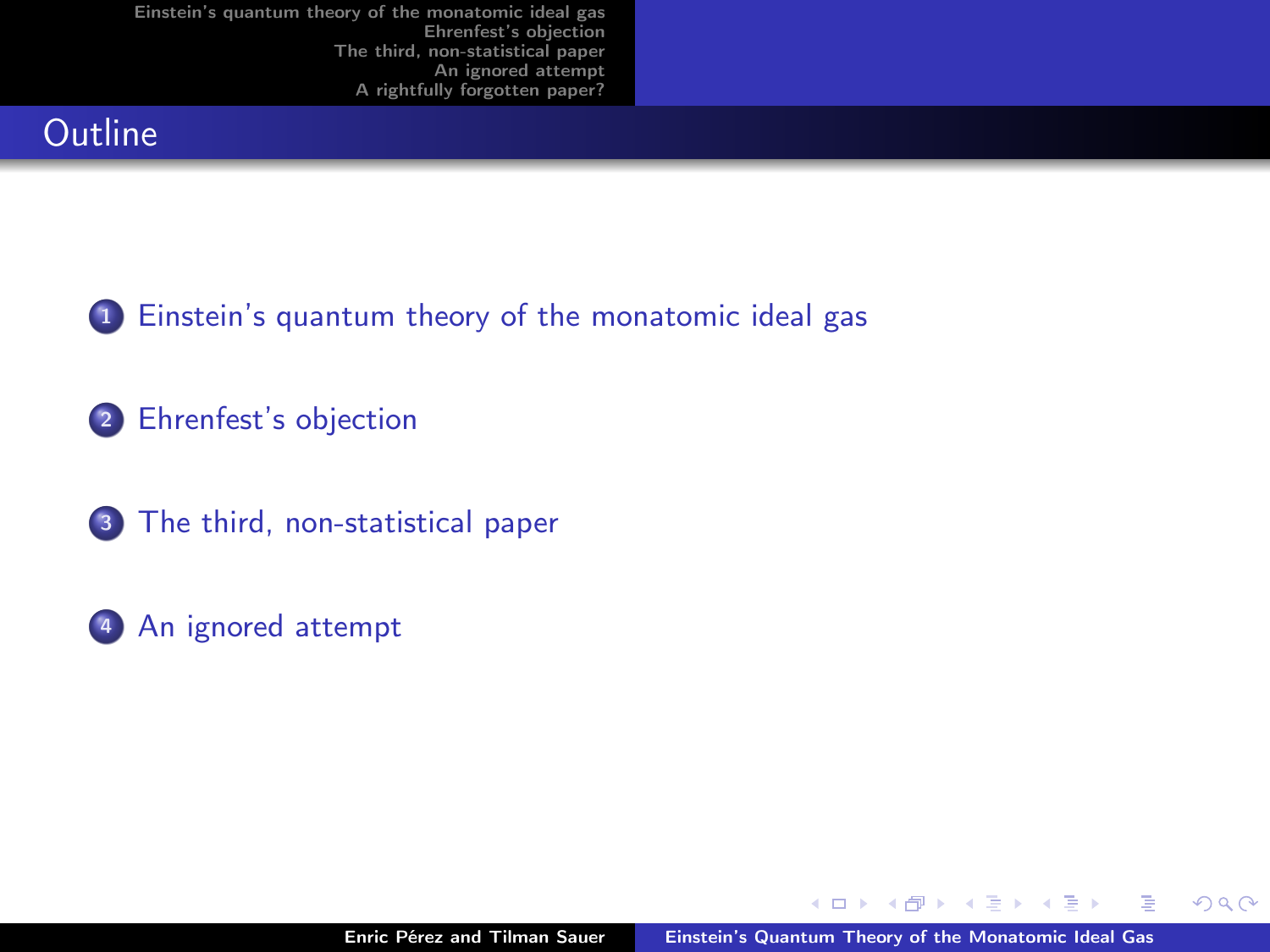## Outline

1. Einstein's quantum theory of the monatomic ideal gas
2. Ehrenfest's objection
3. The third, non-statistical paper
4. An ignored attempt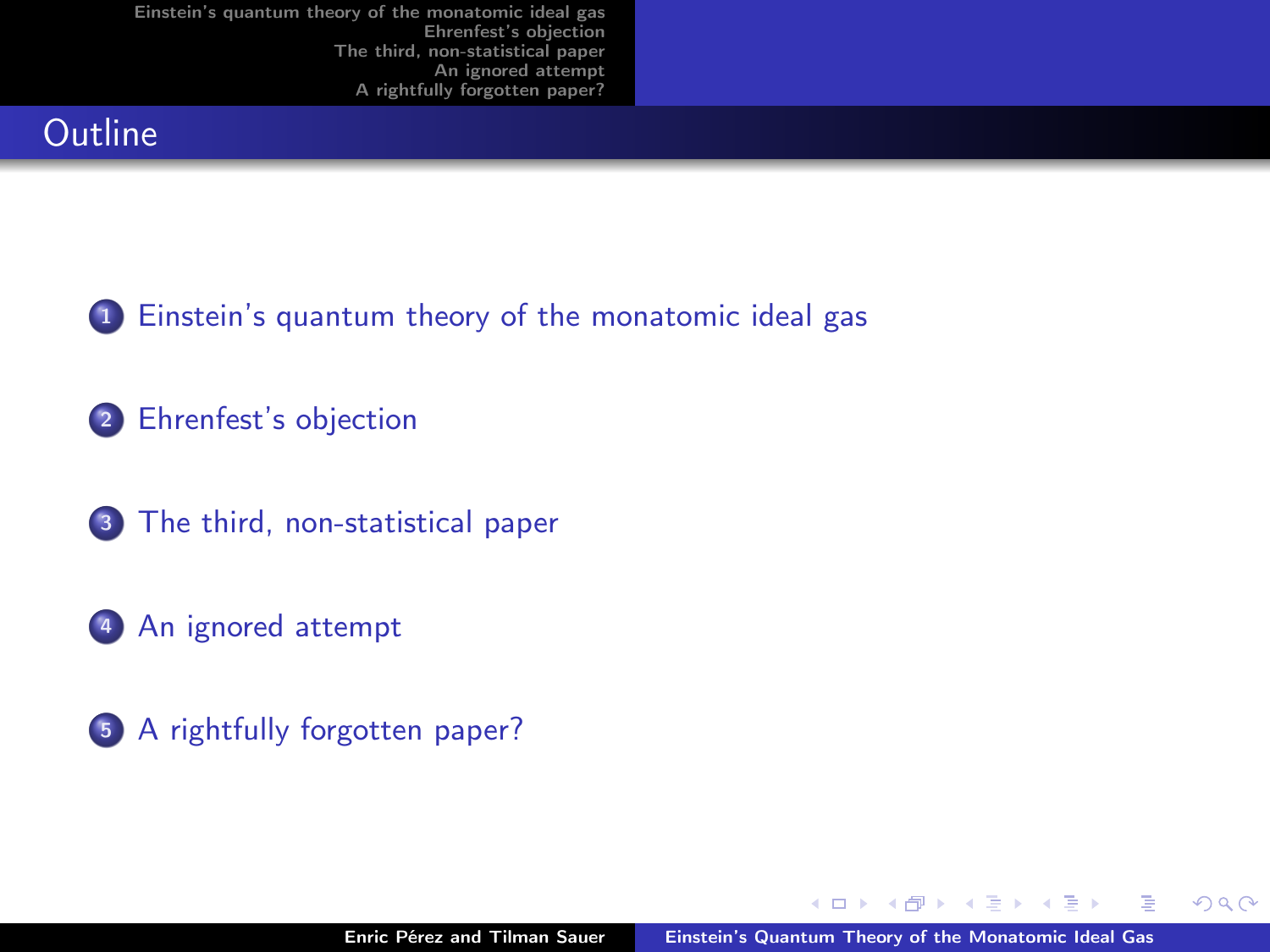## Outline

1. Einstein's quantum theory of the monatomic ideal gas
2. Ehrenfest's objection
3. The third, non-statistical paper
4. An ignored attempt
5. A rightfully forgotten paper?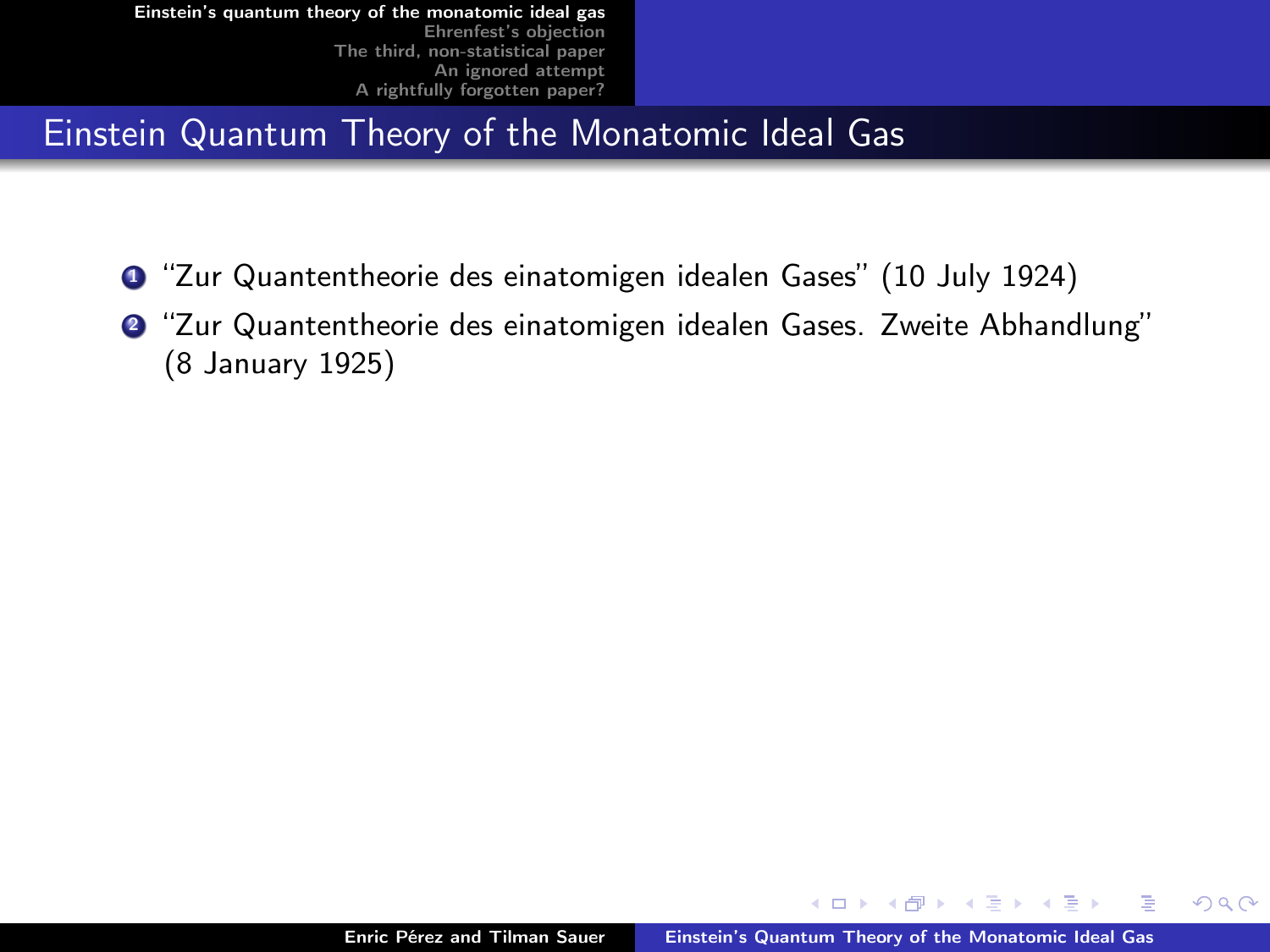## Einstein Quantum Theory of the Monatomic Ideal Gas

1. "Zur Quantentheorie des einatomigen idealen Gases" (10 July 1924)
2. "Zur Quantentheorie des einatomigen idealen Gases. Zweite Abhandlung" (8 January 1925)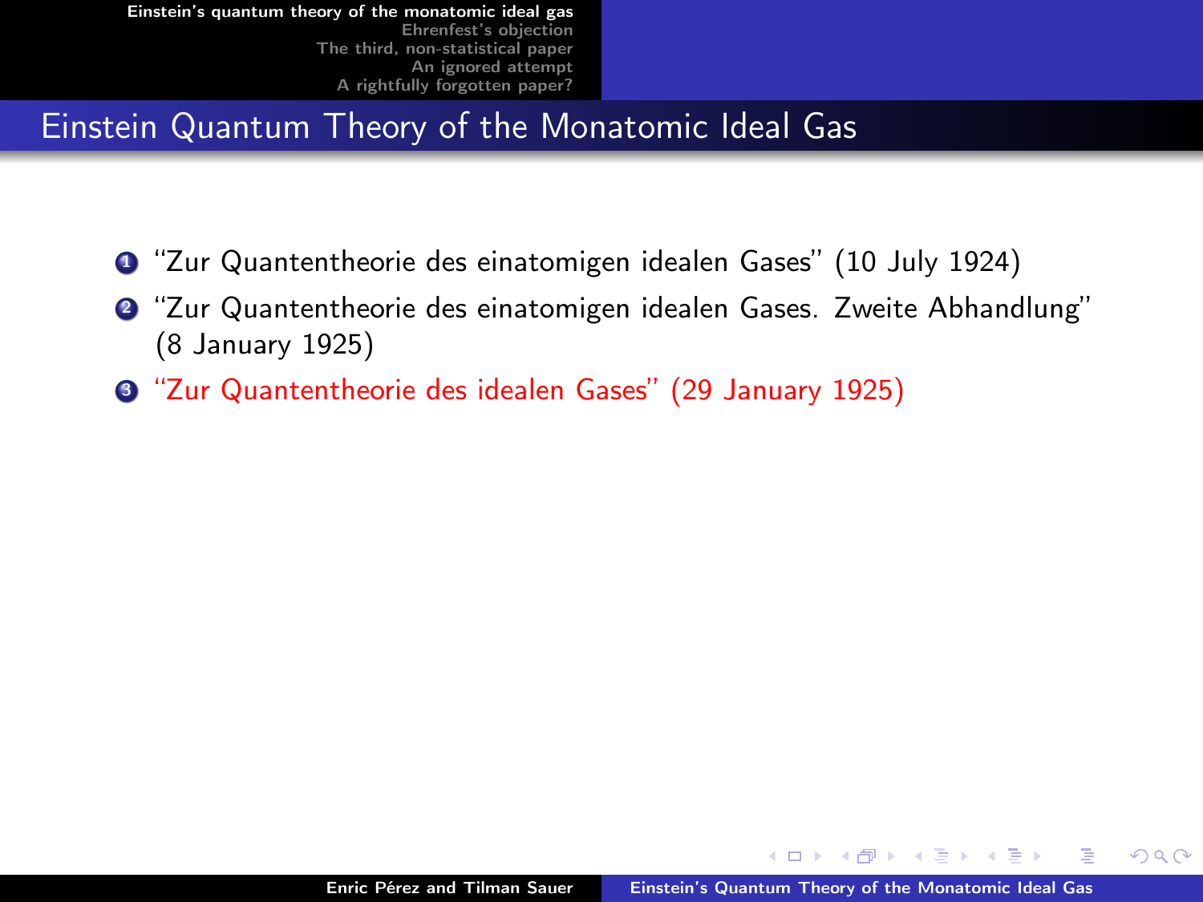## Einstein Quantum Theory of the Monatomic Ideal Gas

1. "Zur Quantentheorie des einatomigen idealen Gases" (10 July 1924)
2. "Zur Quantentheorie des einatomigen idealen Gases. Zweite Abhandlung" (8 January 1925)
3. "Zur Quantentheorie des idealen Gases" (29 January 1925)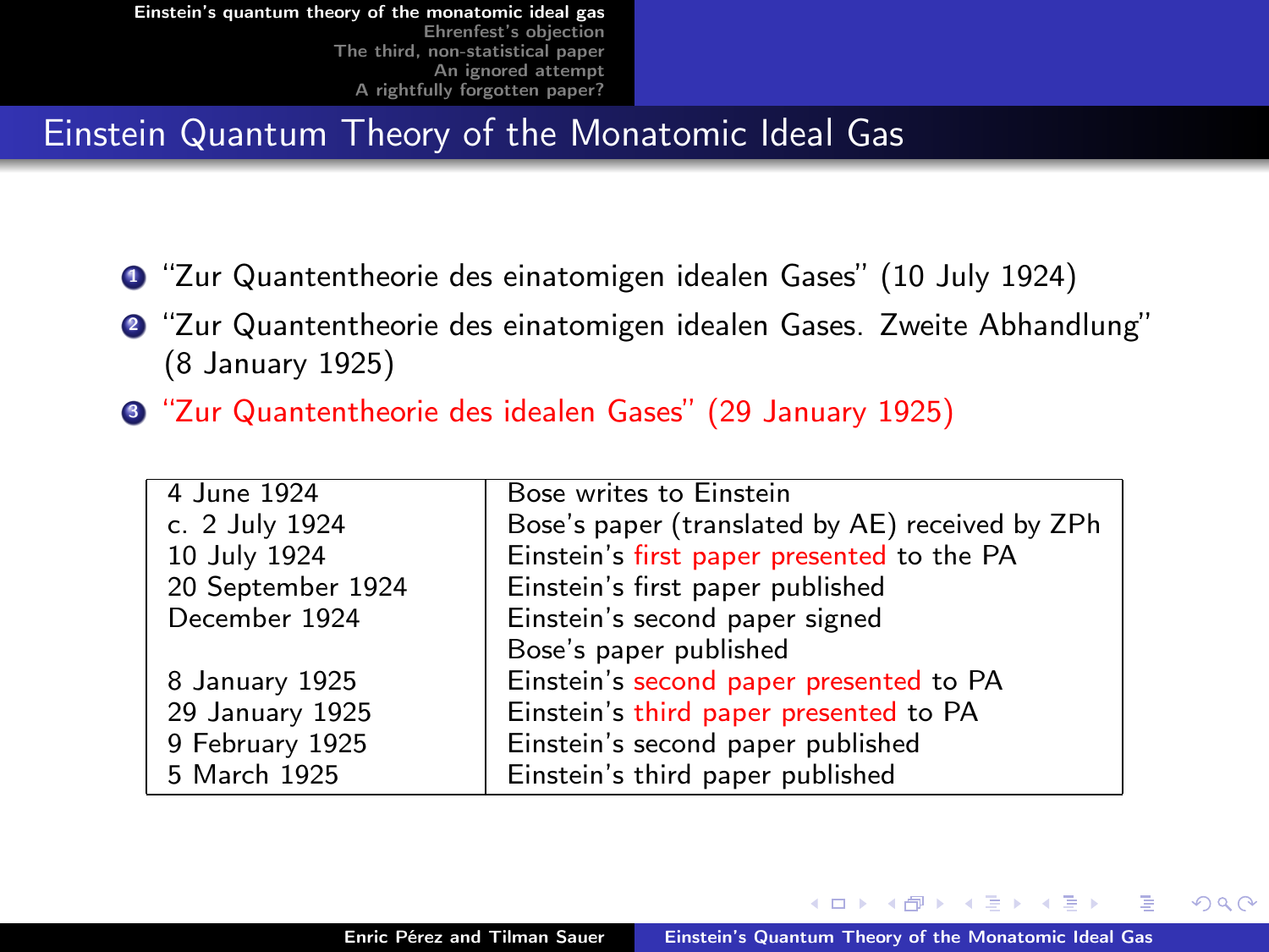# Einstein Quantum Theory of the Monatomic Ideal Gas

1. "Zur Quantentheorie des einatomigen idealen Gases" (10 July 1924)
2. "Zur Quantentheorie des einatomigen idealen Gases. Zweite Abhandlung" (8 January 1925)
3. "Zur Quantentheorie des idealen Gases" (29 January 1925)

| Date | Event |
|---|---|
| 4 June 1924 | Bose writes to Einstein |
| c. 2 July 1924 | Bose's paper (translated by AE) received by ZPh |
| 10 July 1924 | Einstein's first paper presented to the PA |
| 20 September 1924 | Einstein's first paper published |
| December 1924 | Einstein's second paper signed |
| | Bose's paper published |
| 8 January 1925 | Einstein's second paper presented to PA |
| 29 January 1925 | Einstein's third paper presented to PA |
| 9 February 1925 | Einstein's second paper published |
| 5 March 1925 | Einstein's third paper published |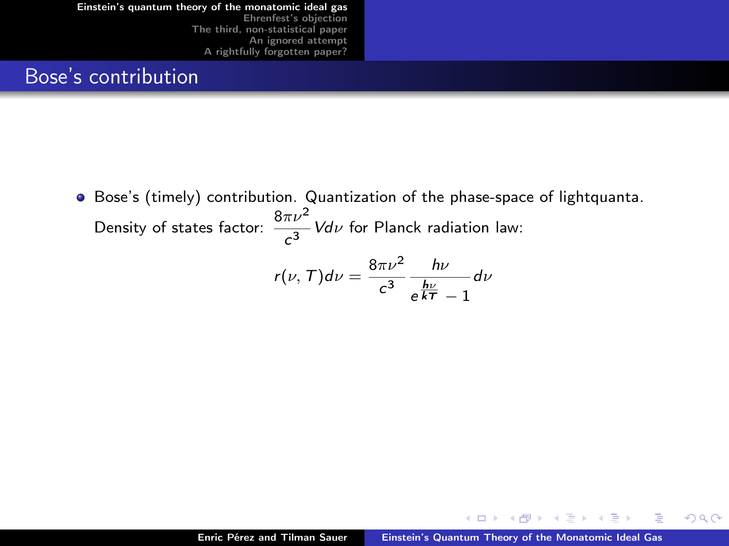## Bose's contribution

- Bose's (timely) contribution. Quantization of the phase-space of lightquanta. Density of states factor: $\frac{8\pi\nu^2}{c^3}Vd\nu$ for Planck radiation law:

$$r(\nu, T)d\nu = \frac{8\pi\nu^2}{c^3}\frac{h\nu}{e^{\frac{h\nu}{kT}} - 1}d\nu$$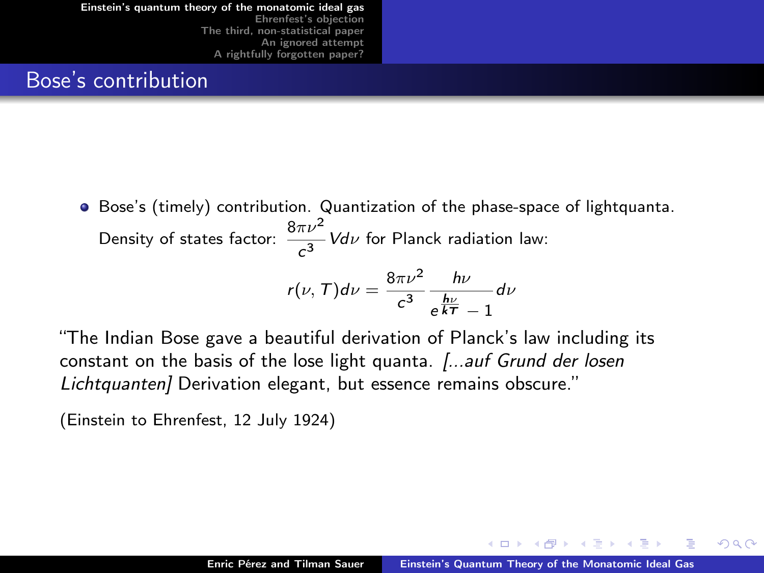## Bose's contribution

- Bose's (timely) contribution. Quantization of the phase-space of lightquanta.
  Density of states factor: $\frac{8\pi\nu^2}{c^3} V d\nu$ for Planck radiation law:

$$r(\nu, T) d\nu = \frac{8\pi\nu^2}{c^3} \frac{h\nu}{e^{\frac{h\nu}{kT}} - 1} d\nu$$

"The Indian Bose gave a beautiful derivation of Planck's law including its constant on the basis of the lose light quanta. *[...auf Grund der losen Lichtquanten]* Derivation elegant, but essence remains obscure."

(Einstein to Ehrenfest, 12 July 1924)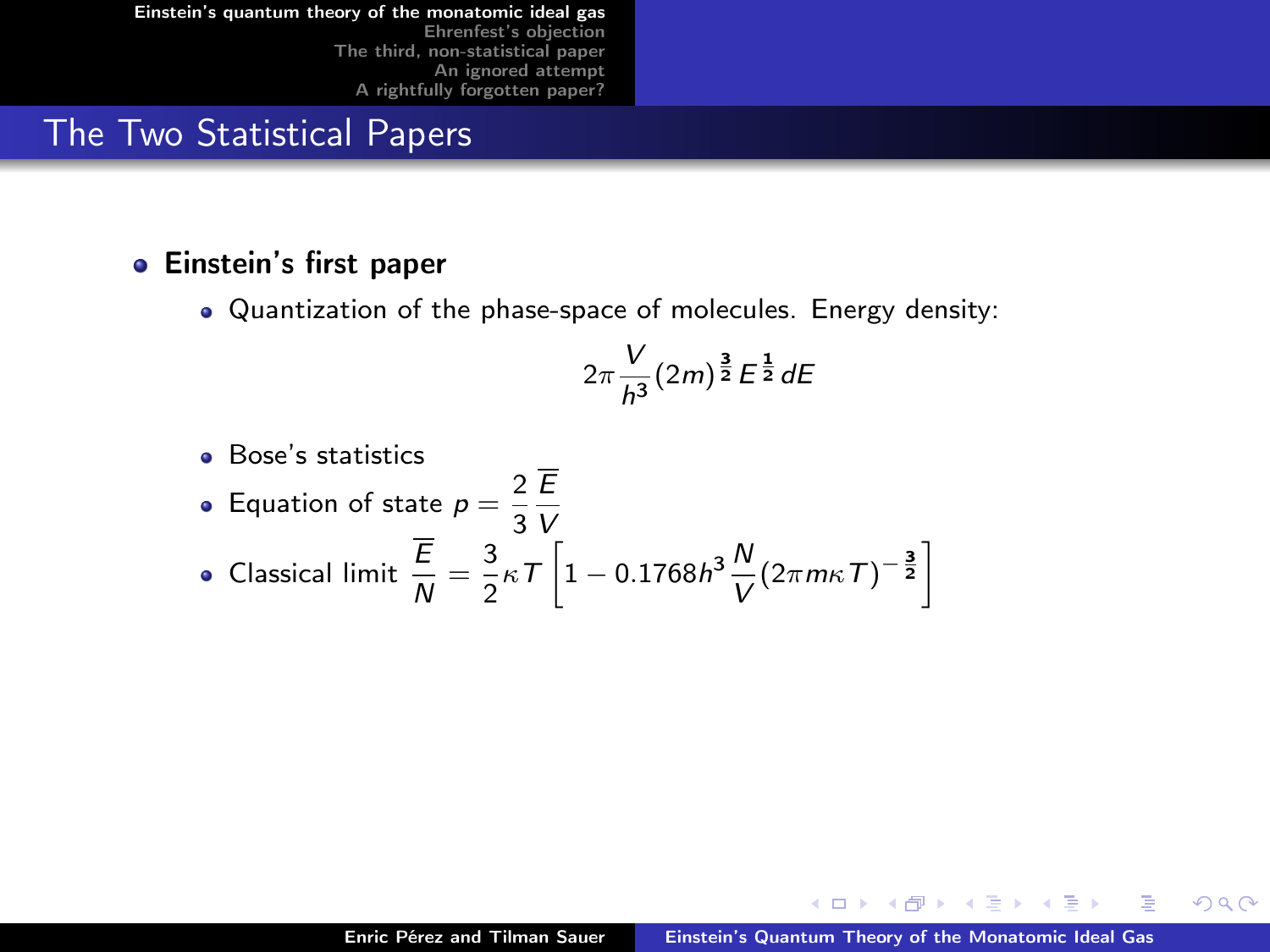# The Two Statistical Papers

- **Einstein's first paper**
  - Quantization of the phase-space of molecules. Energy density:

$$2\pi \frac{V}{h^3}(2m)^{\frac{3}{2}} E^{\frac{1}{2}} dE$$

  - Bose's statistics
  - Equation of state $p = \frac{2}{3}\frac{\overline{E}}{V}$
  - Classical limit $\frac{\overline{E}}{N} = \frac{3}{2}\kappa T \left[1 - 0.1768 h^3 \frac{N}{V}(2\pi m \kappa T)^{-\frac{3}{2}}\right]$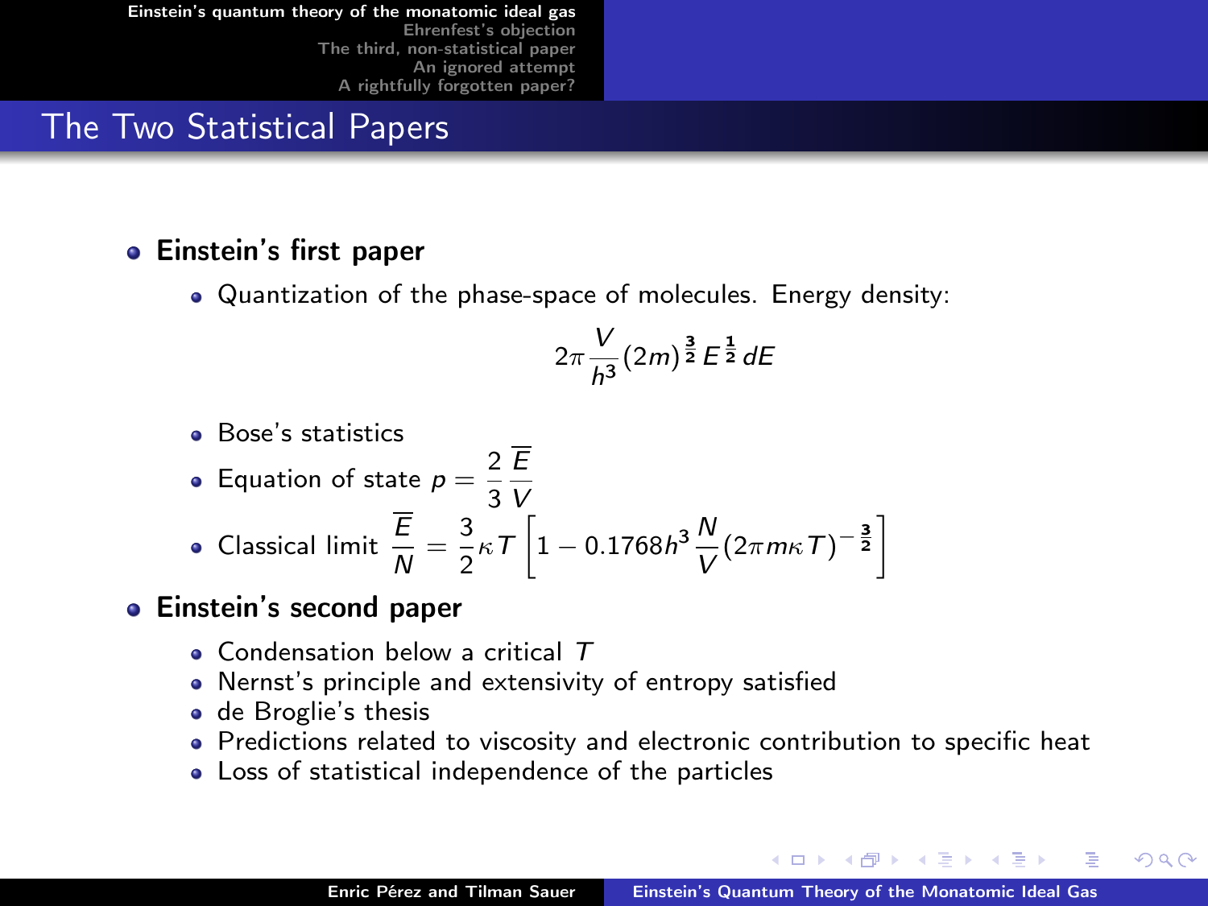## The Two Statistical Papers

- **Einstein's first paper**
  - Quantization of the phase-space of molecules. Energy density:

$$2\pi \frac{V}{h^3}(2m)^{\frac{3}{2}} E^{\frac{1}{2}} dE$$

  - Bose's statistics
  - Equation of state $p = \frac{2}{3}\frac{\overline{E}}{V}$
  - Classical limit $\frac{\overline{E}}{N} = \frac{3}{2}\kappa T \left[1 - 0.1768 h^3 \frac{N}{V}(2\pi m \kappa T)^{-\frac{3}{2}}\right]$
- **Einstein's second paper**
  - Condensation below a critical $T$
  - Nernst's principle and extensivity of entropy satisfied
  - de Broglie's thesis
  - Predictions related to viscosity and electronic contribution to specific heat
  - Loss of statistical independence of the particles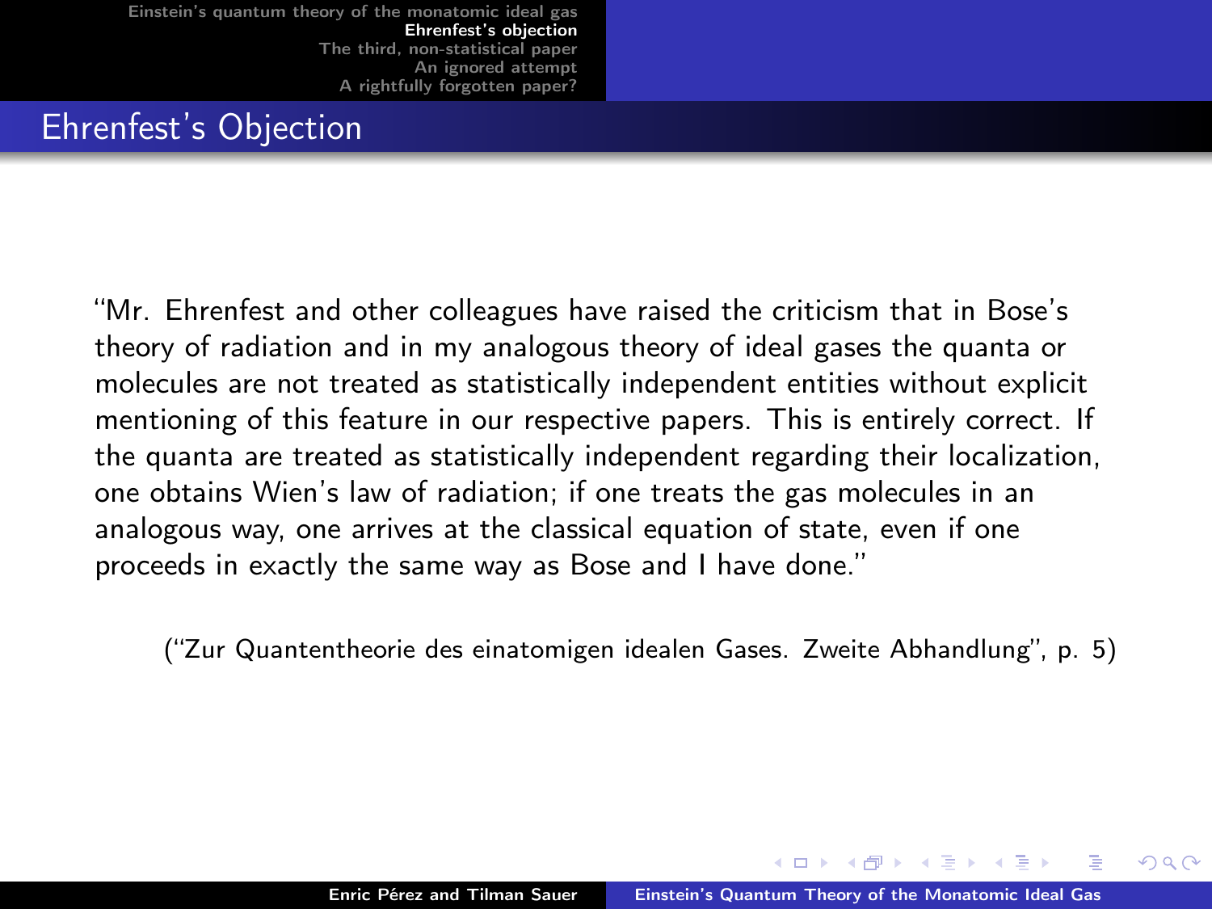## Ehrenfest's Objection

"Mr. Ehrenfest and other colleagues have raised the criticism that in Bose's theory of radiation and in my analogous theory of ideal gases the quanta or molecules are not treated as statistically independent entities without explicit mentioning of this feature in our respective papers. This is entirely correct. If the quanta are treated as statistically independent regarding their localization, one obtains Wien's law of radiation; if one treats the gas molecules in an analogous way, one arrives at the classical equation of state, even if one proceeds in exactly the same way as Bose and I have done."

("Zur Quantentheorie des einatomigen idealen Gases. Zweite Abhandlung", p. 5)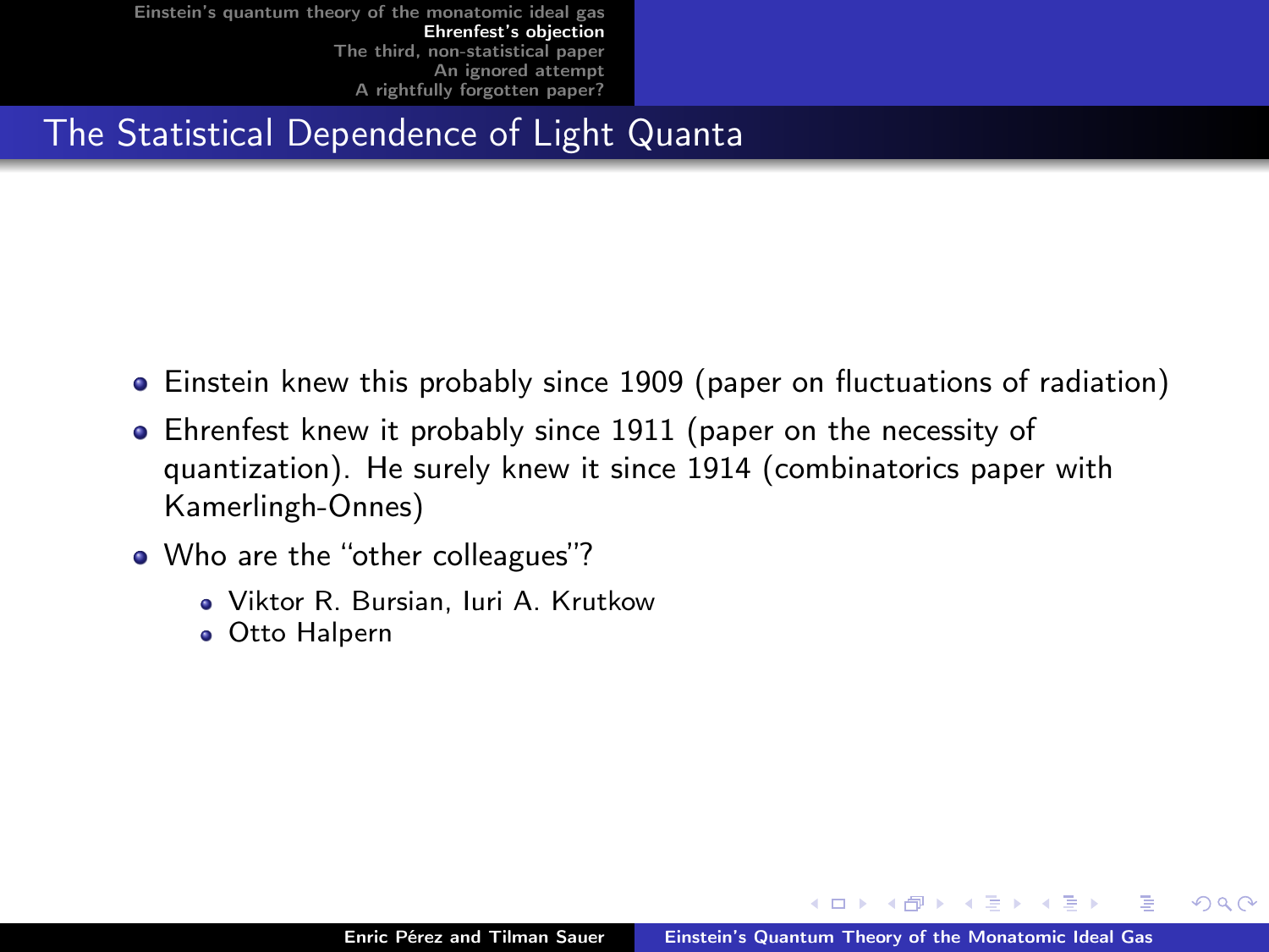## The Statistical Dependence of Light Quanta

- Einstein knew this probably since 1909 (paper on fluctuations of radiation)
- Ehrenfest knew it probably since 1911 (paper on the necessity of quantization). He surely knew it since 1914 (combinatorics paper with Kamerlingh-Onnes)
- Who are the "other colleagues"?
  - Viktor R. Bursian, Iuri A. Krutkow
  - Otto Halpern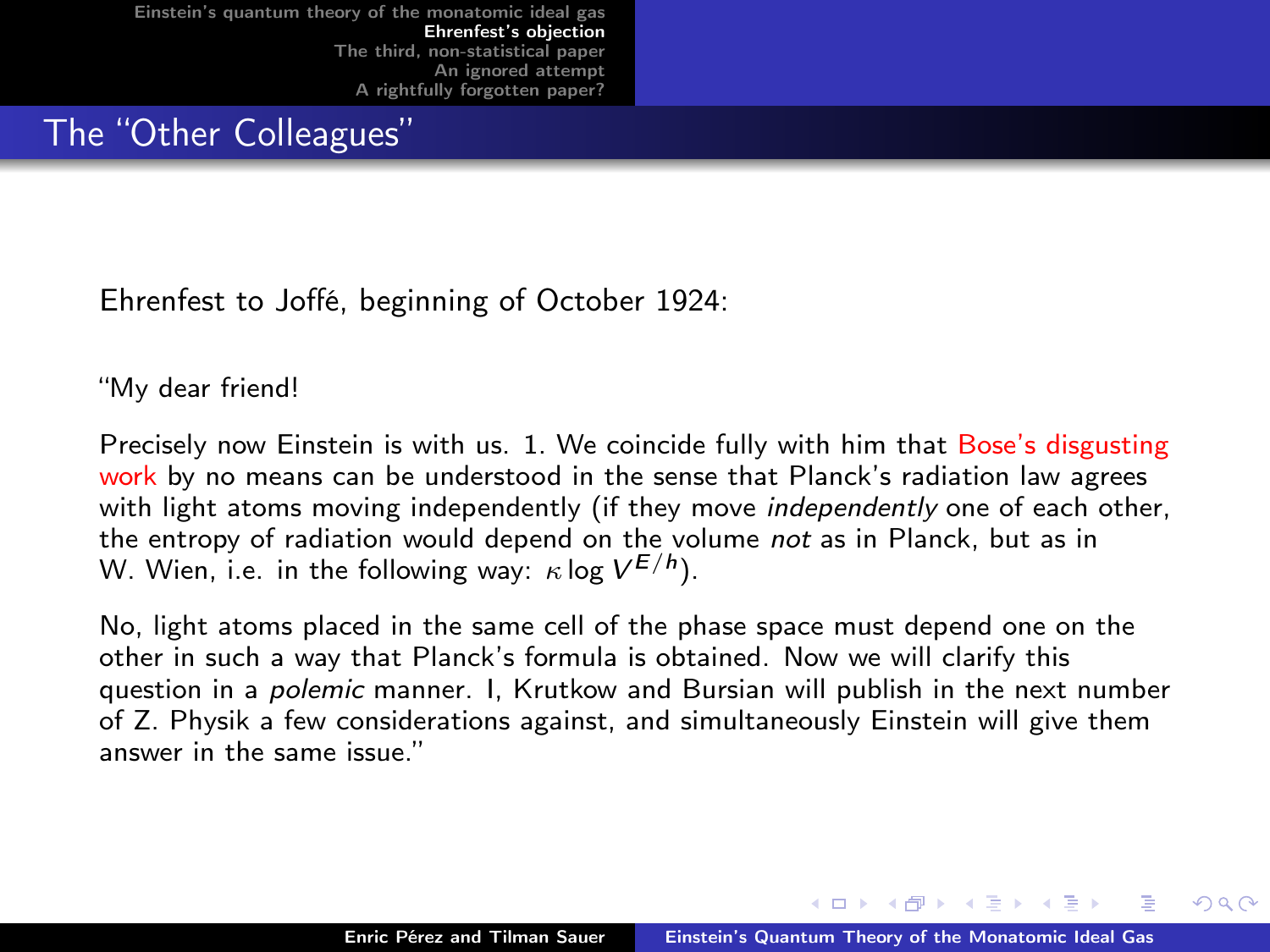## The "Other Colleagues"

Ehrenfest to Joffé, beginning of October 1924:

"My dear friend!

Precisely now Einstein is with us. 1. We coincide fully with him that Bose's disgusting work by no means can be understood in the sense that Planck's radiation law agrees with light atoms moving independently (if they move *independently* one of each other, the entropy of radiation would depend on the volume *not* as in Planck, but as in W. Wien, i.e. in the following way: $\kappa \log V^{E/h}$).

No, light atoms placed in the same cell of the phase space must depend one on the other in such a way that Planck's formula is obtained. Now we will clarify this question in a *polemic* manner. I, Krutkow and Bursian will publish in the next number of Z. Physik a few considerations against, and simultaneously Einstein will give them answer in the same issue."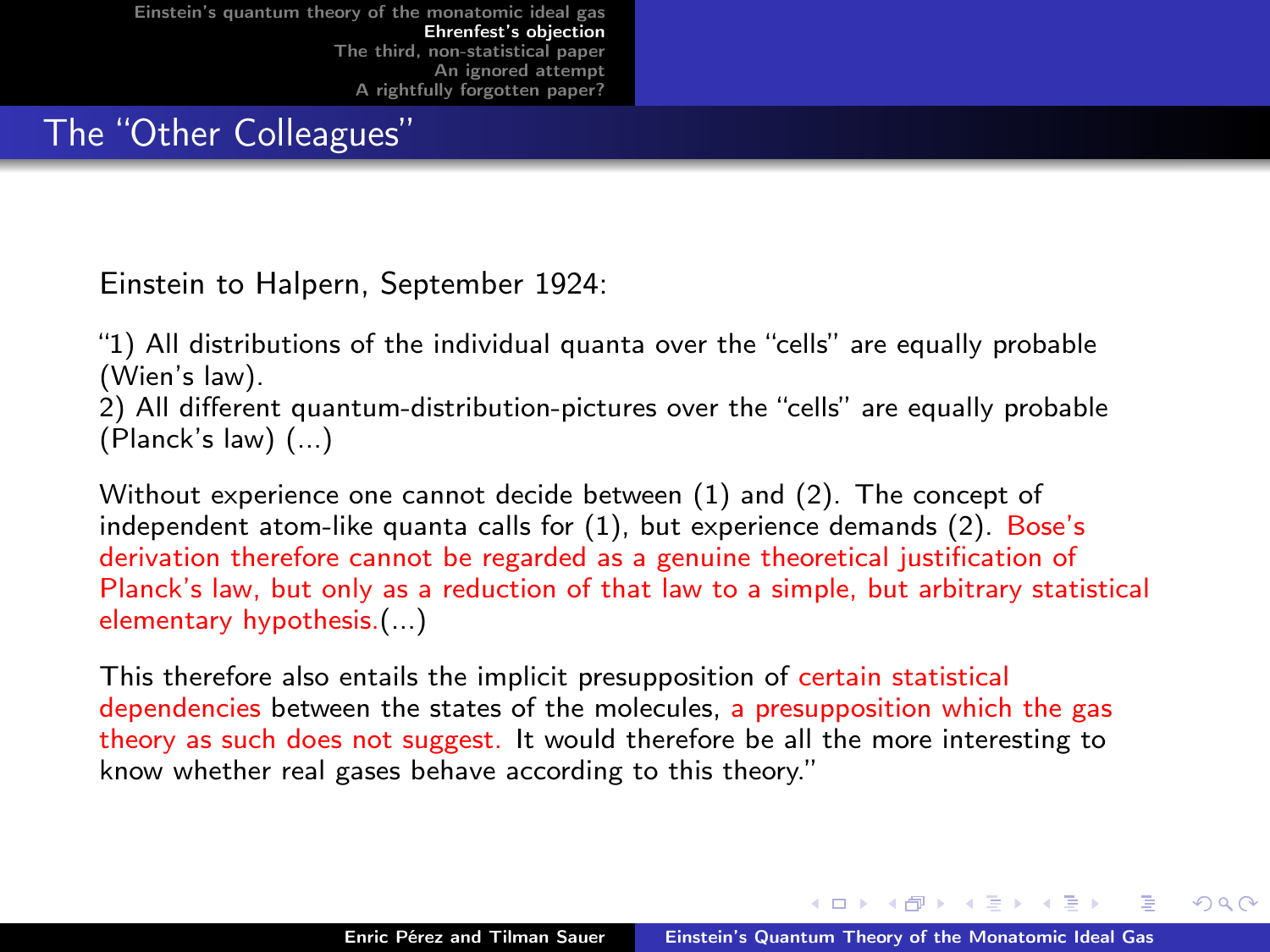# The "Other Colleagues"

Einstein to Halpern, September 1924:

"1) All distributions of the individual quanta over the "cells" are equally probable (Wien's law).
2) All different quantum-distribution-pictures over the "cells" are equally probable (Planck's law) (...)

Without experience one cannot decide between (1) and (2). The concept of independent atom-like quanta calls for (1), but experience demands (2). Bose's derivation therefore cannot be regarded as a genuine theoretical justification of Planck's law, but only as a reduction of that law to a simple, but arbitrary statistical elementary hypothesis.(...)

This therefore also entails the implicit presupposition of certain statistical dependencies between the states of the molecules, a presupposition which the gas theory as such does not suggest. It would therefore be all the more interesting to know whether real gases behave according to this theory."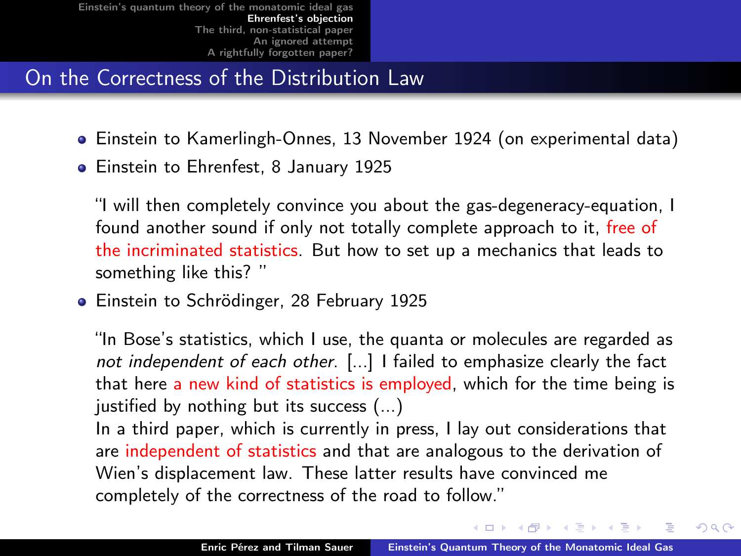# On the Correctness of the Distribution Law

- Einstein to Kamerlingh-Onnes, 13 November 1924 (on experimental data)
- Einstein to Ehrenfest, 8 January 1925

  "I will then completely convince you about the gas-degeneracy-equation, I found another sound if only not totally complete approach to it, free of the incriminated statistics. But how to set up a mechanics that leads to something like this? "

- Einstein to Schrödinger, 28 February 1925

  "In Bose's statistics, which I use, the quanta or molecules are regarded as *not independent of each other*. [...] I failed to emphasize clearly the fact that here a new kind of statistics is employed, which for the time being is justified by nothing but its success (...)
  In a third paper, which is currently in press, I lay out considerations that are independent of statistics and that are analogous to the derivation of Wien's displacement law. These latter results have convinced me completely of the correctness of the road to follow."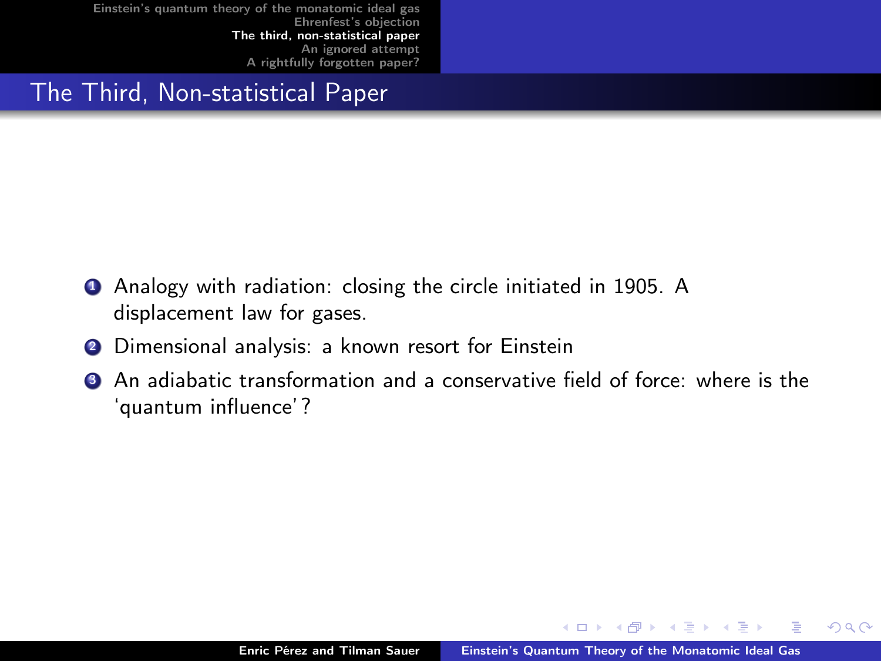# The Third, Non-statistical Paper

1. Analogy with radiation: closing the circle initiated in 1905. A displacement law for gases.
2. Dimensional analysis: a known resort for Einstein
3. An adiabatic transformation and a conservative field of force: where is the ‘quantum influence’?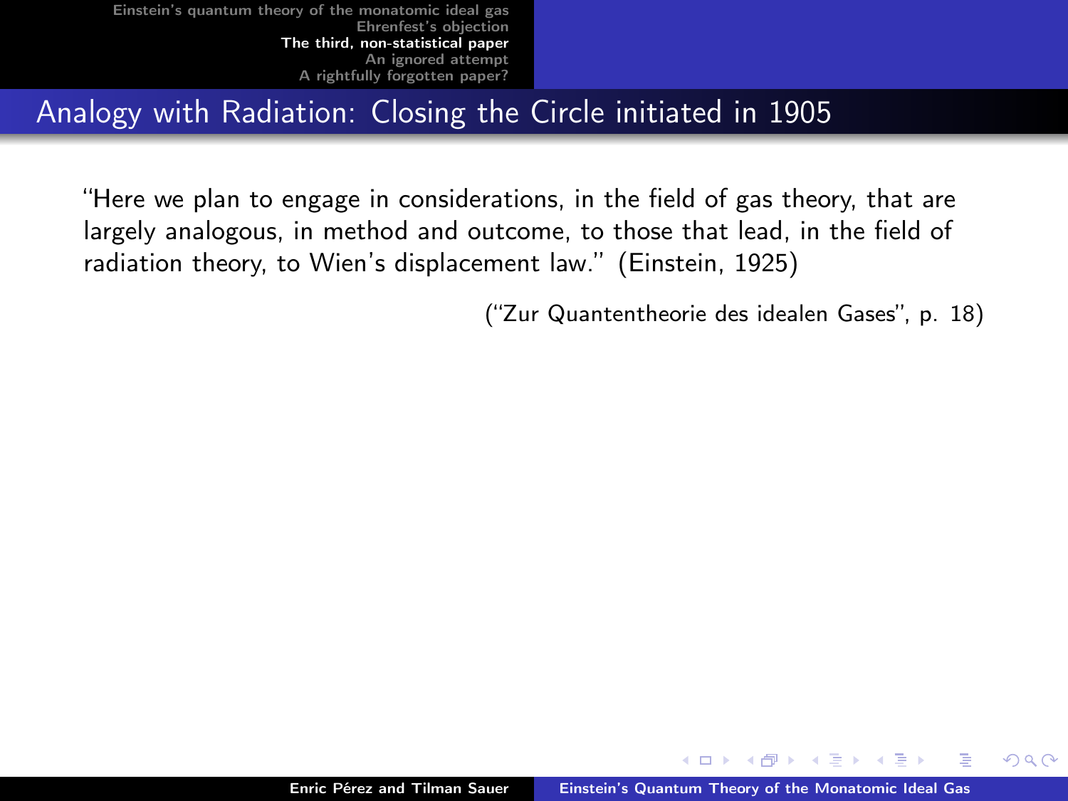## Analogy with Radiation: Closing the Circle initiated in 1905

"Here we plan to engage in considerations, in the field of gas theory, that are largely analogous, in method and outcome, to those that lead, in the field of radiation theory, to Wien's displacement law." (Einstein, 1925)

("Zur Quantentheorie des idealen Gases", p. 18)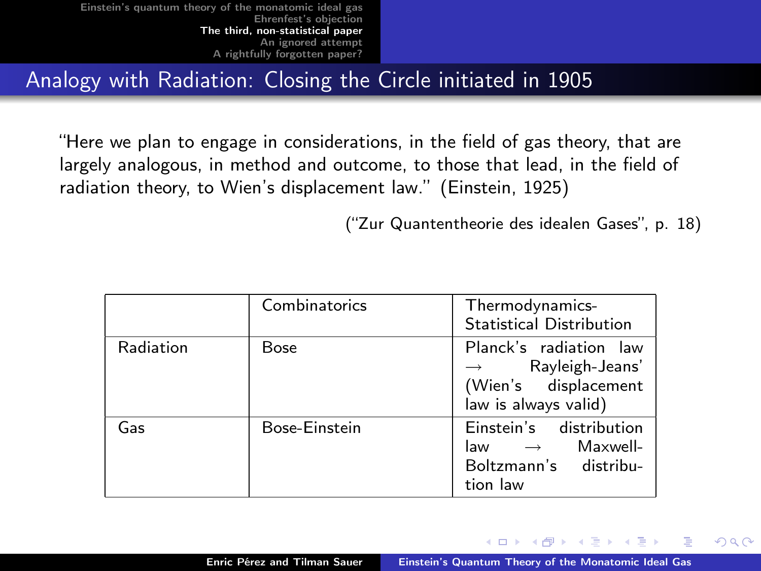# Analogy with Radiation: Closing the Circle initiated in 1905

"Here we plan to engage in considerations, in the field of gas theory, that are largely analogous, in method and outcome, to those that lead, in the field of radiation theory, to Wien's displacement law." (Einstein, 1925)

("Zur Quantentheorie des idealen Gases", p. 18)

| | Combinatorics | Thermodynamics-Statistical Distribution |
|---|---|---|
| Radiation | Bose | Planck's radiation law $\rightarrow$ Rayleigh-Jeans' (Wien's displacement law is always valid) |
| Gas | Bose-Einstein | Einstein's distribution law $\rightarrow$ Maxwell-Boltzmann's distribution law |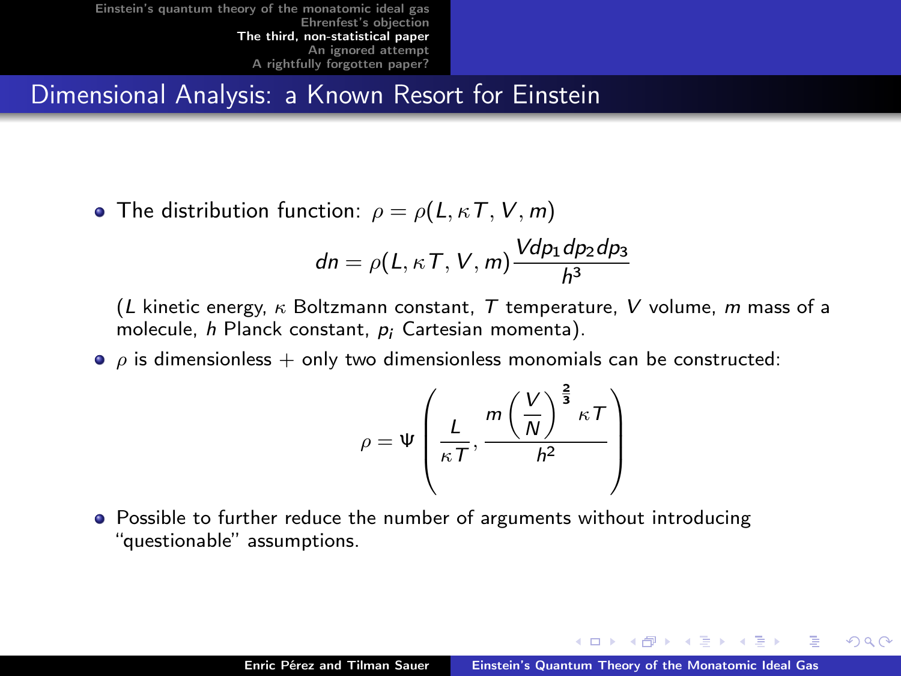## Dimensional Analysis: a Known Resort for Einstein

- The distribution function: $\rho = \rho(L, \kappa T, V, m)$

$$dn = \rho(L, \kappa T, V, m) \frac{V dp_1 dp_2 dp_3}{h^3}$$

($L$ kinetic energy, $\kappa$ Boltzmann constant, $T$ temperature, $V$ volume, $m$ mass of a molecule, $h$ Planck constant, $p_i$ Cartesian momenta).

- $\rho$ is dimensionless + only two dimensionless monomials can be constructed:

$$\rho = \Psi \left( \frac{L}{\kappa T}, \frac{m \left( \frac{V}{N} \right)^{\frac{2}{3}} \kappa T}{h^2} \right)$$

- Possible to further reduce the number of arguments without introducing "questionable" assumptions.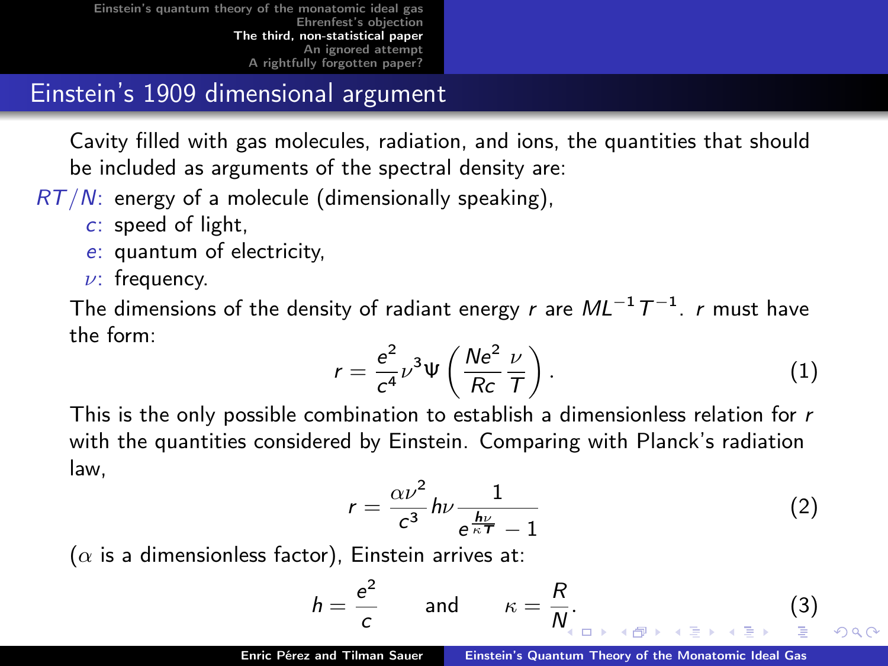## Einstein's 1909 dimensional argument

Cavity filled with gas molecules, radiation, and ions, the quantities that should be included as arguments of the spectral density are:

- $RT/N$: energy of a molecule (dimensionally speaking),
- $c$: speed of light,
- $e$: quantum of electricity,
- $\nu$: frequency.

The dimensions of the density of radiant energy $r$ are $ML^{-1}T^{-1}$. $r$ must have the form:

$$r = \frac{e^2}{c^4}\nu^3 \Psi\left(\frac{Ne^2}{Rc}\frac{\nu}{T}\right). \tag{1}$$

This is the only possible combination to establish a dimensionless relation for $r$ with the quantities considered by Einstein. Comparing with Planck's radiation law,

$$r = \frac{\alpha\nu^2}{c^3}h\nu\frac{1}{e^{\frac{h\nu}{\kappa T}} - 1} \tag{2}$$

($\alpha$ is a dimensionless factor), Einstein arrives at:

$$h = \frac{e^2}{c} \qquad \text{and} \qquad \kappa = \frac{R}{N}. \tag{3}$$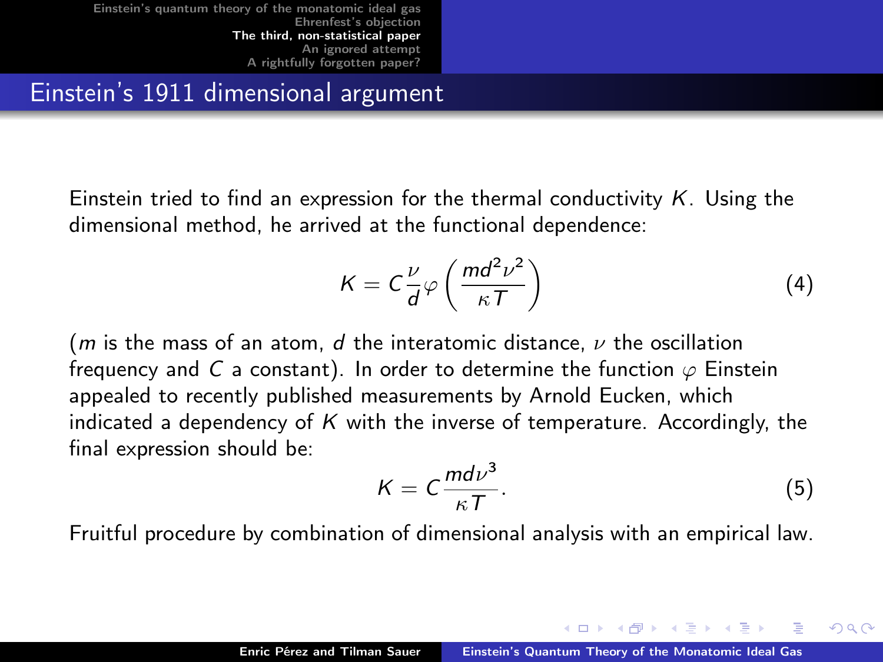## Einstein's 1911 dimensional argument

Einstein tried to find an expression for the thermal conductivity $K$. Using the dimensional method, he arrived at the functional dependence:

$$K = C\frac{\nu}{d}\varphi\left(\frac{md^2\nu^2}{\kappa T}\right) \tag{4}$$

($m$ is the mass of an atom, $d$ the interatomic distance, $\nu$ the oscillation frequency and $C$ a constant). In order to determine the function $\varphi$ Einstein appealed to recently published measurements by Arnold Eucken, which indicated a dependency of $K$ with the inverse of temperature. Accordingly, the final expression should be:

$$K = C\frac{md\nu^3}{\kappa T}. \tag{5}$$

Fruitful procedure by combination of dimensional analysis with an empirical law.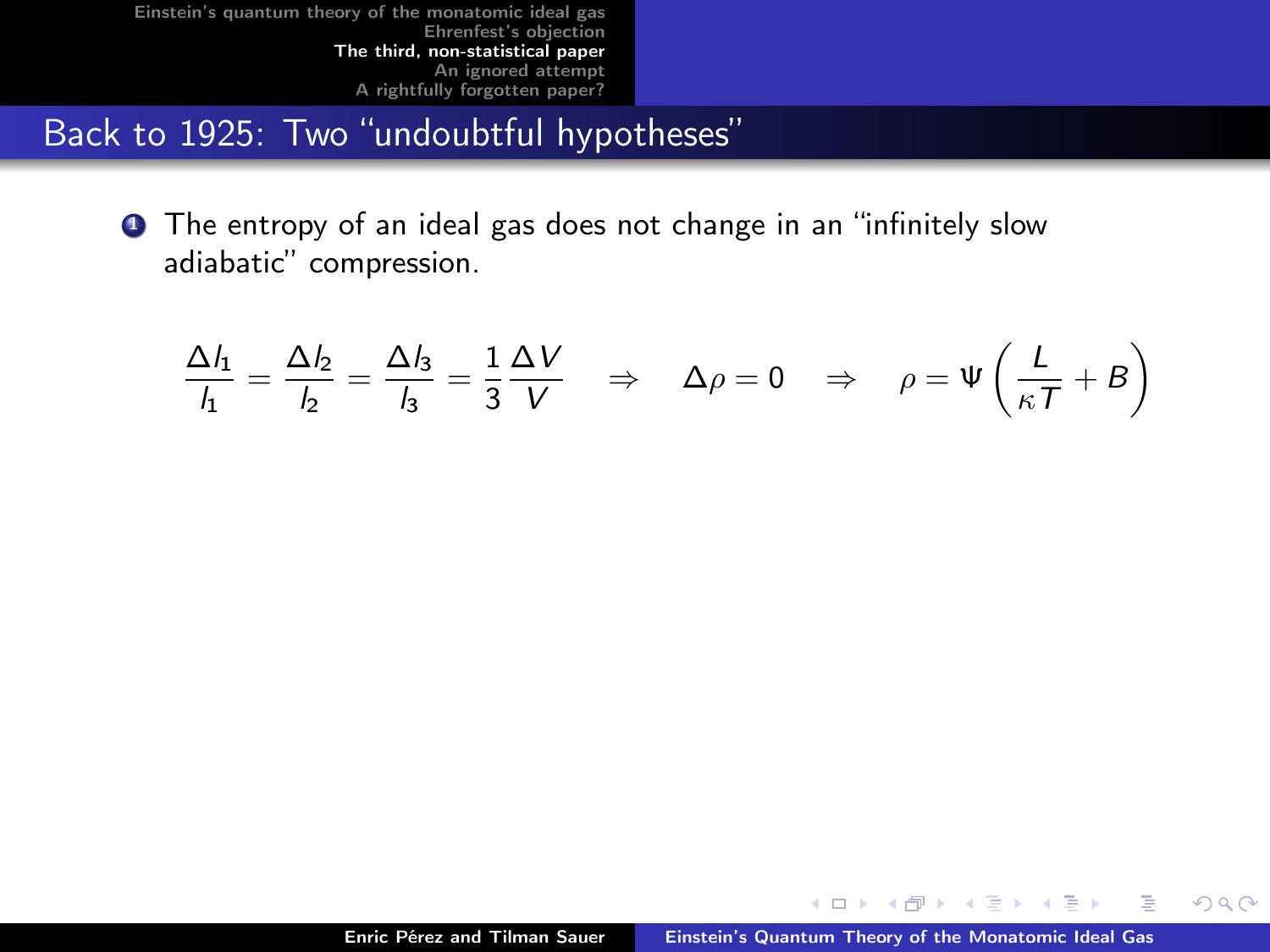## Back to 1925: Two “undoubtful hypotheses”

1. The entropy of an ideal gas does not change in an “infinitely slow adiabatic” compression.

$$\frac{\Delta l_1}{l_1} = \frac{\Delta l_2}{l_2} = \frac{\Delta l_3}{l_3} = \frac{1}{3}\frac{\Delta V}{V} \quad \Rightarrow \quad \Delta \rho = 0 \quad \Rightarrow \quad \rho = \Psi\left(\frac{L}{\kappa T} + B\right)$$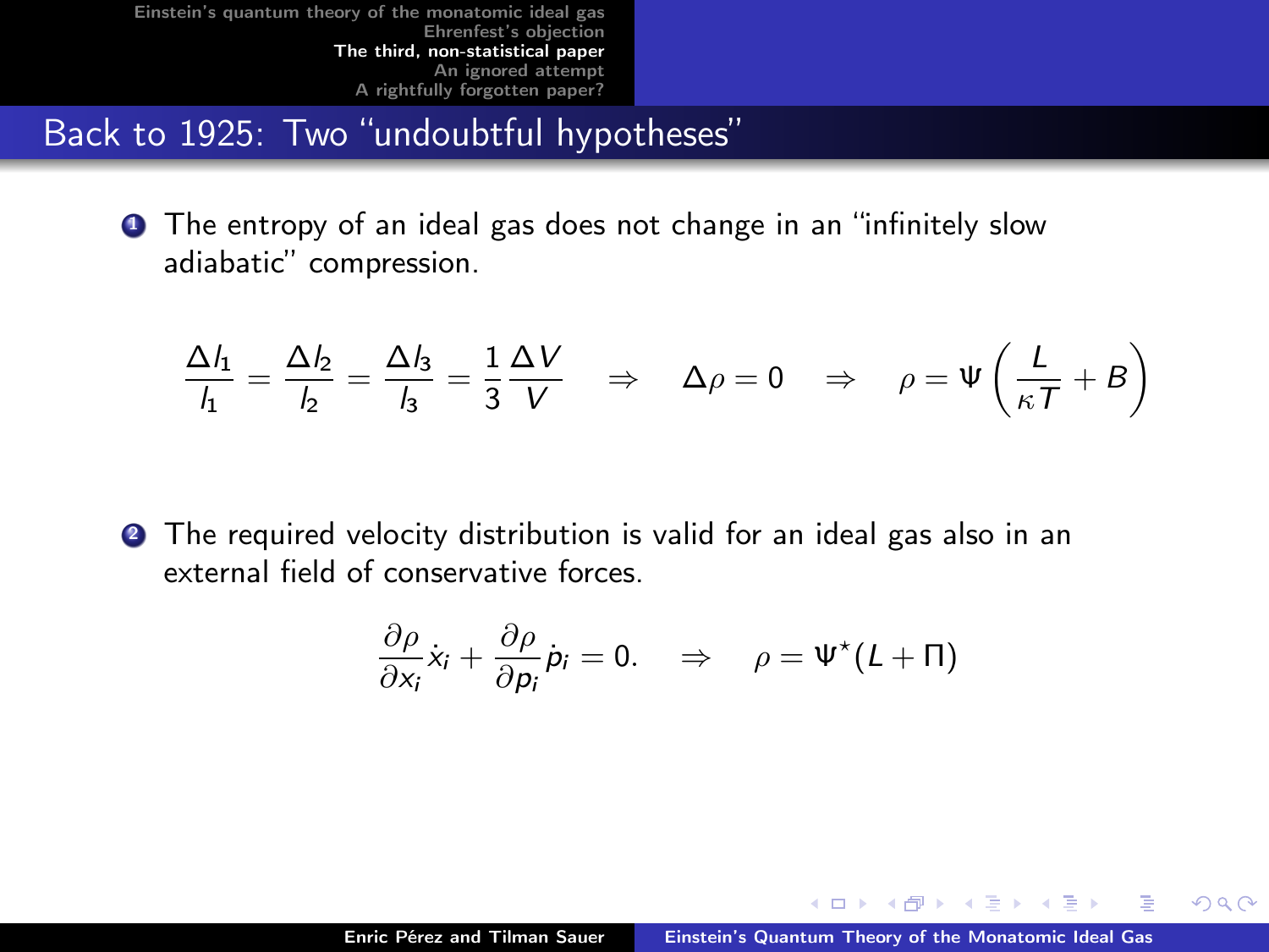# Back to 1925: Two "undoubtful hypotheses"

1. The entropy of an ideal gas does not change in an "infinitely slow adiabatic" compression.

$$\frac{\Delta l_1}{l_1} = \frac{\Delta l_2}{l_2} = \frac{\Delta l_3}{l_3} = \frac{1}{3}\frac{\Delta V}{V} \quad \Rightarrow \quad \Delta \rho = 0 \quad \Rightarrow \quad \rho = \Psi\left(\frac{L}{\kappa T} + B\right)$$

2. The required velocity distribution is valid for an ideal gas also in an external field of conservative forces.

$$\frac{\partial \rho}{\partial x_i}\dot{x}_i + \frac{\partial \rho}{\partial p_i}\dot{p}_i = 0. \quad \Rightarrow \quad \rho = \Psi^{\star}(L + \Pi)$$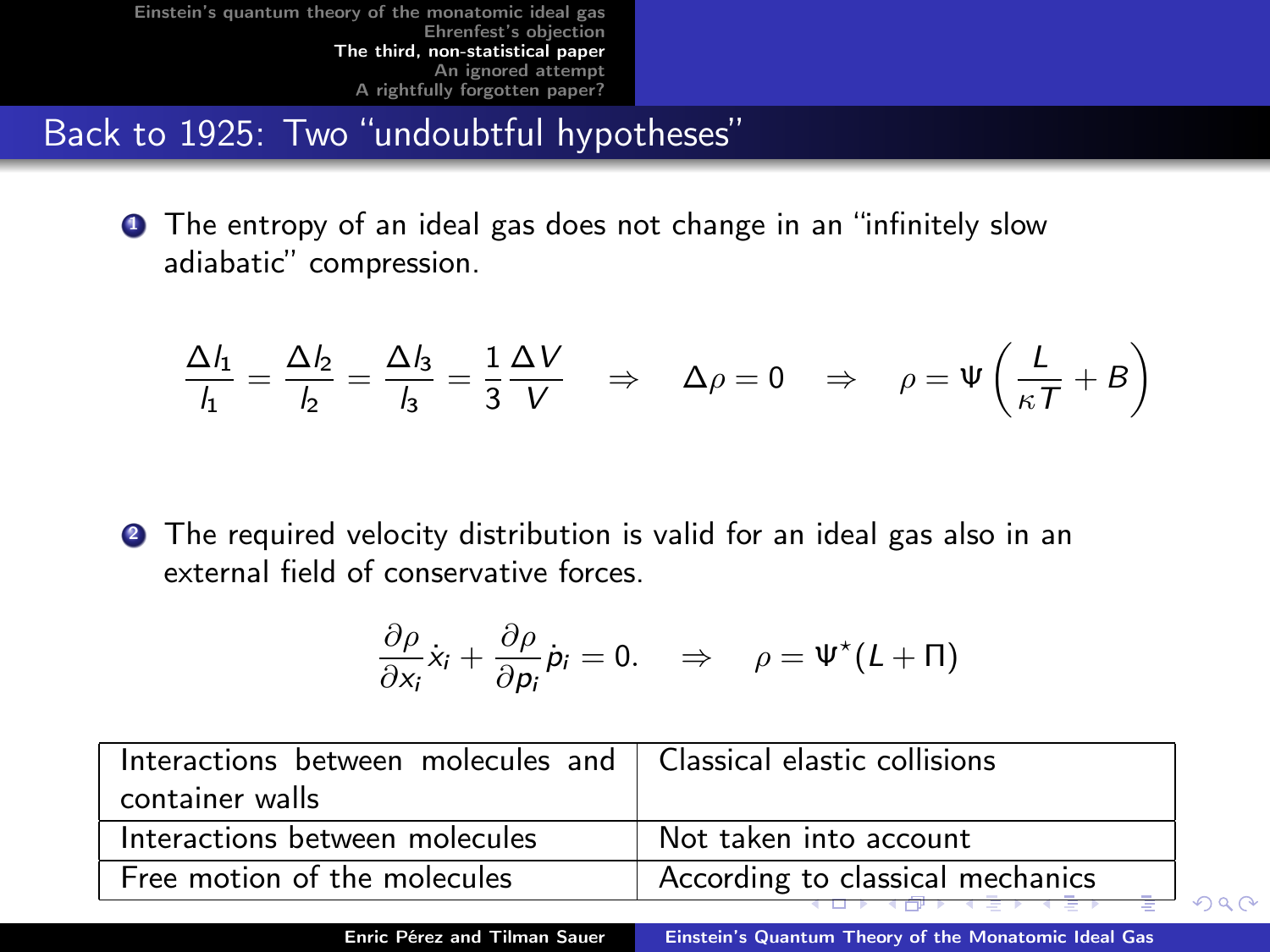## Back to 1925: Two "undoubtful hypotheses"

1. The entropy of an ideal gas does not change in an "infinitely slow adiabatic" compression.

$$\frac{\Delta l_1}{l_1} = \frac{\Delta l_2}{l_2} = \frac{\Delta l_3}{l_3} = \frac{1}{3}\frac{\Delta V}{V} \quad \Rightarrow \quad \Delta\rho = 0 \quad \Rightarrow \quad \rho = \Psi\left(\frac{L}{\kappa T} + B\right)$$

2. The required velocity distribution is valid for an ideal gas also in an external field of conservative forces.

$$\frac{\partial \rho}{\partial x_i}\dot{x}_i + \frac{\partial \rho}{\partial p_i}\dot{p}_i = 0. \quad \Rightarrow \quad \rho = \Psi^\star(L + \Pi)$$

| | |
|---|---|
| Interactions between molecules and container walls | Classical elastic collisions |
| Interactions between molecules | Not taken into account |
| Free motion of the molecules | According to classical mechanics |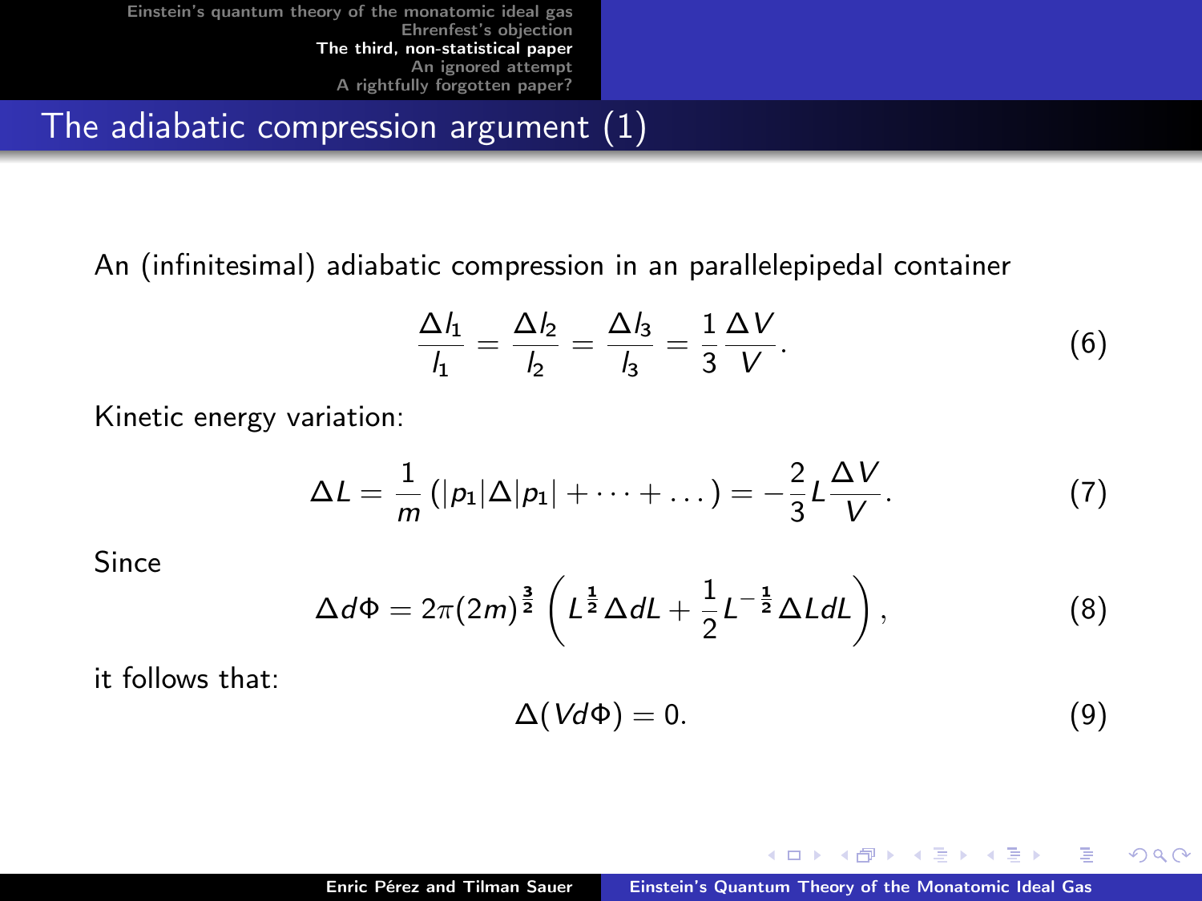## The adiabatic compression argument (1)

An (infinitesimal) adiabatic compression in an parallelepipedal container

$$\frac{\Delta l_1}{l_1} = \frac{\Delta l_2}{l_2} = \frac{\Delta l_3}{l_3} = \frac{1}{3}\frac{\Delta V}{V}. \tag{6}$$

Kinetic energy variation:

$$\Delta L = \frac{1}{m}\left(|p_1|\Delta|p_1| + \cdots + \ldots\right) = -\frac{2}{3}L\frac{\Delta V}{V}. \tag{7}$$

Since

$$\Delta d\Phi = 2\pi(2m)^{\frac{3}{2}}\left(L^{\frac{1}{2}}\Delta dL + \frac{1}{2}L^{-\frac{1}{2}}\Delta L dL\right), \tag{8}$$

it follows that:

$$\Delta(Vd\Phi) = 0. \tag{9}$$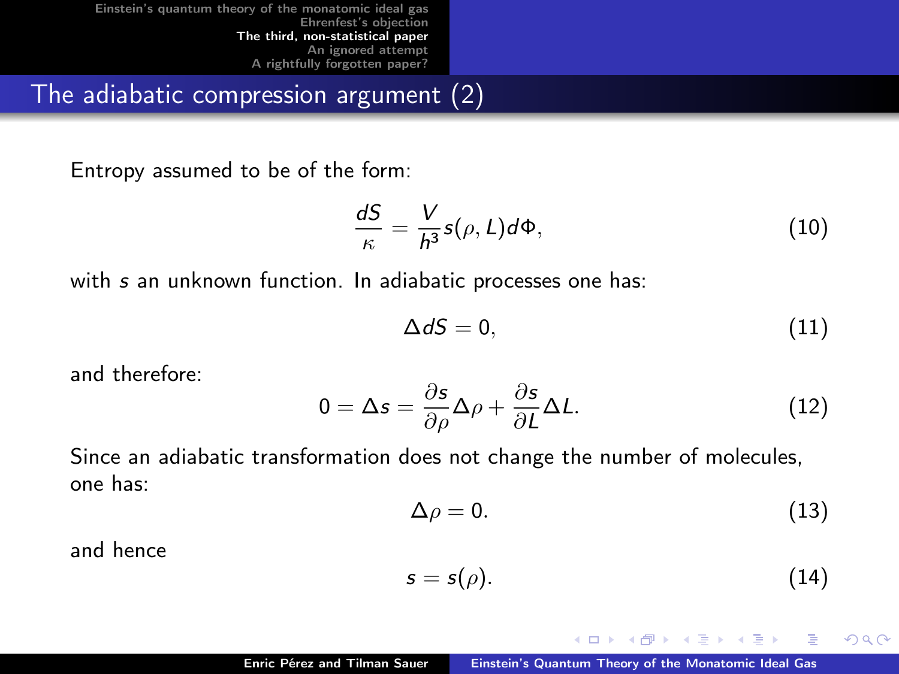## The adiabatic compression argument (2)

Entropy assumed to be of the form:

$$\frac{dS}{\kappa} = \frac{V}{h^3} s(\rho, L) d\Phi, \tag{10}$$

with $s$ an unknown function. In adiabatic processes one has:

$$\Delta dS = 0, \tag{11}$$

and therefore:

$$0 = \Delta s = \frac{\partial s}{\partial \rho} \Delta \rho + \frac{\partial s}{\partial L} \Delta L. \tag{12}$$

Since an adiabatic transformation does not change the number of molecules, one has:

$$\Delta \rho = 0. \tag{13}$$

and hence

$$s = s(\rho). \tag{14}$$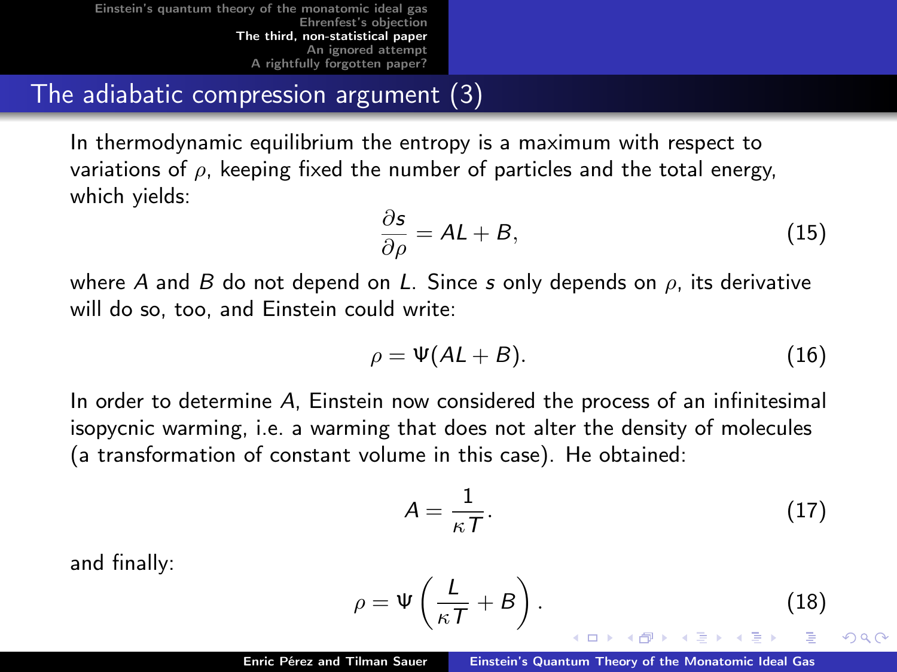## The adiabatic compression argument (3)

In thermodynamic equilibrium the entropy is a maximum with respect to variations of $\rho$, keeping fixed the number of particles and the total energy, which yields:

$$\frac{\partial s}{\partial \rho} = AL + B, \tag{15}$$

where $A$ and $B$ do not depend on $L$. Since $s$ only depends on $\rho$, its derivative will do so, too, and Einstein could write:

$$\rho = \Psi(AL + B). \tag{16}$$

In order to determine $A$, Einstein now considered the process of an infinitesimal isopycnic warming, i.e. a warming that does not alter the density of molecules (a transformation of constant volume in this case). He obtained:

$$A = \frac{1}{\kappa T}. \tag{17}$$

and finally:

$$\rho = \Psi\left(\frac{L}{\kappa T} + B\right). \tag{18}$$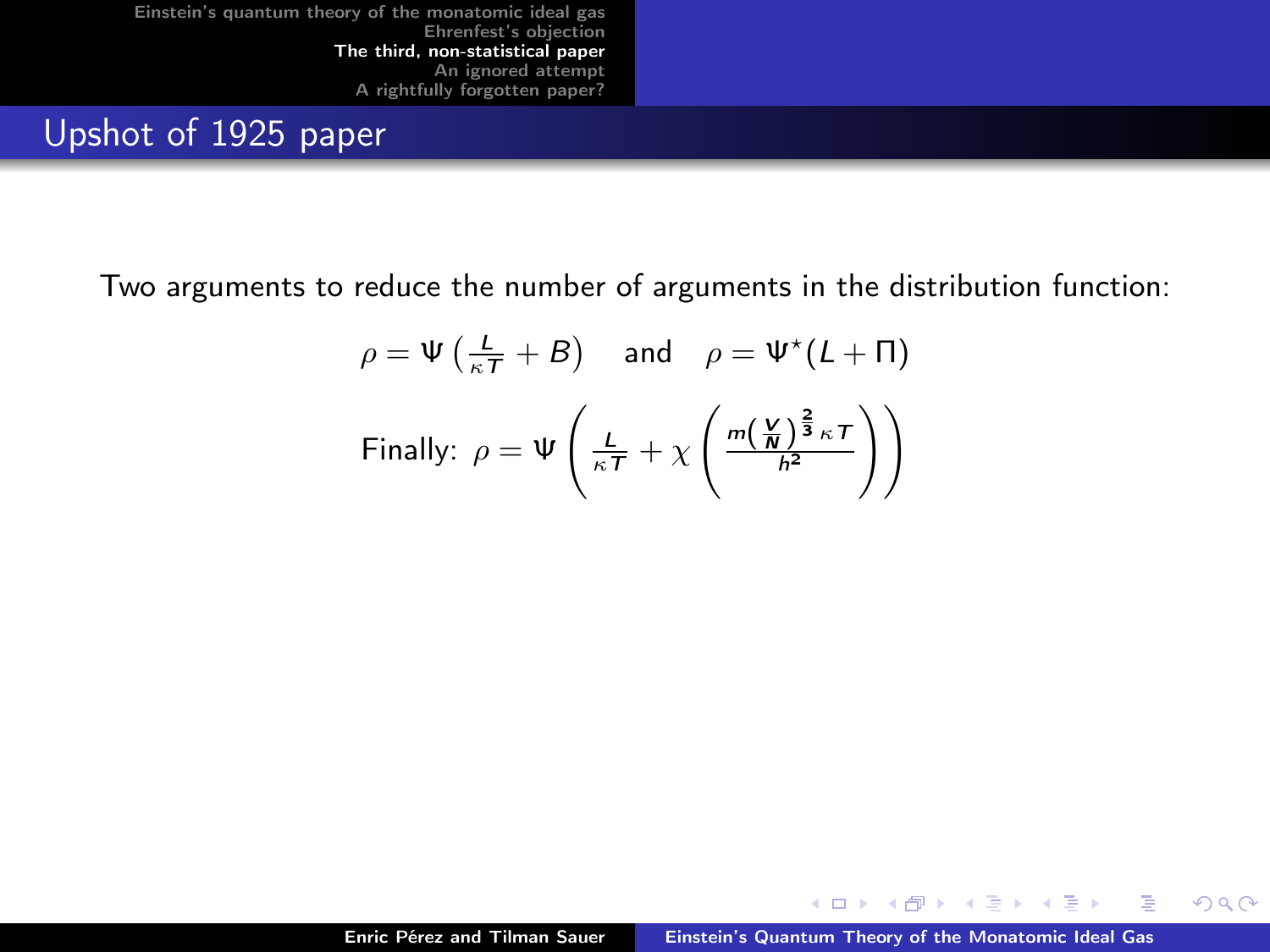## Upshot of 1925 paper

Two arguments to reduce the number of arguments in the distribution function:

$$\rho = \Psi\left(\frac{L}{\kappa T} + B\right) \quad \text{and} \quad \rho = \Psi^{\star}(L + \Pi)$$

$$\text{Finally: } \rho = \Psi\left(\frac{L}{\kappa T} + \chi\left(\frac{m\left(\frac{V}{N}\right)^{\frac{2}{3}}\kappa T}{h^2}\right)\right)$$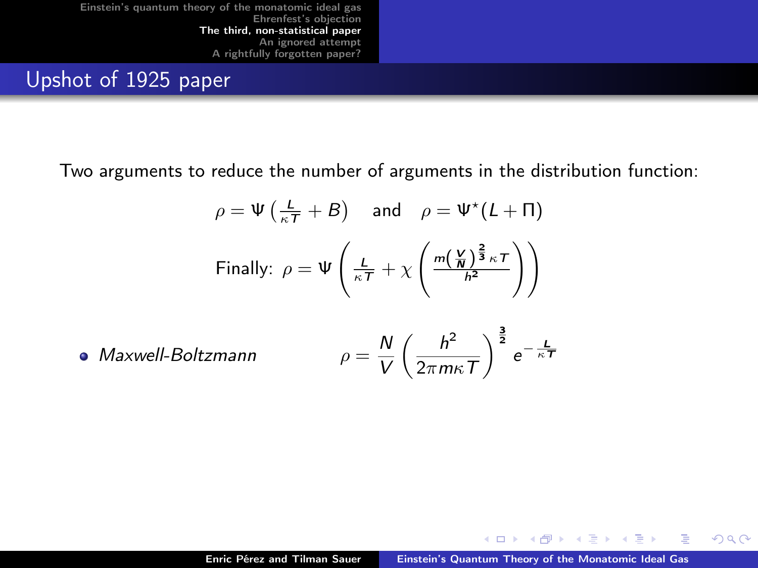## Upshot of 1925 paper

Two arguments to reduce the number of arguments in the distribution function:

$$\rho = \Psi\left(\frac{L}{\kappa T} + B\right) \quad \text{and} \quad \rho = \Psi^{\star}(L + \Pi)$$

$$\text{Finally: } \rho = \Psi\left(\frac{L}{\kappa T} + \chi\left(\frac{m\left(\frac{V}{N}\right)^{\frac{2}{3}}\kappa T}{h^2}\right)\right)$$

- *Maxwell-Boltzmann* $$\rho = \frac{N}{V}\left(\frac{h^2}{2\pi m \kappa T}\right)^{\frac{3}{2}} e^{-\frac{L}{\kappa T}}$$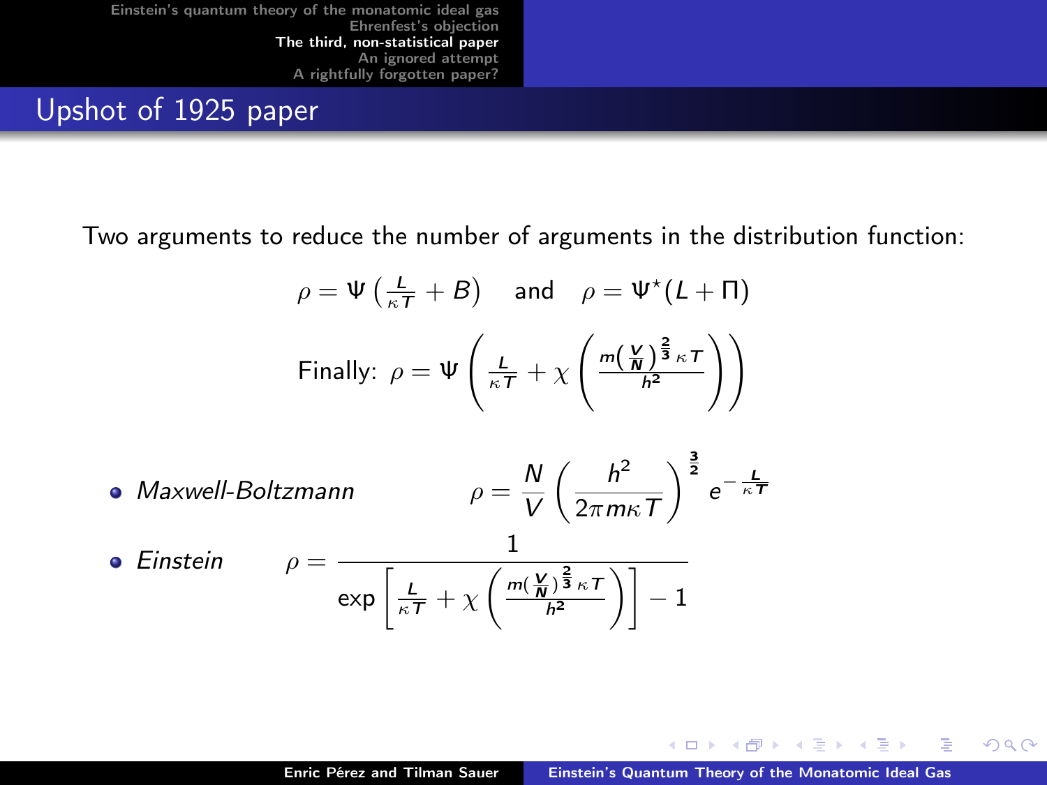## Upshot of 1925 paper

Two arguments to reduce the number of arguments in the distribution function:

$$\rho = \Psi\left(\frac{L}{\kappa T} + B\right) \quad \text{and} \quad \rho = \Psi^{\star}(L + \Pi)$$

$$\text{Finally: } \rho = \Psi\left(\frac{L}{\kappa T} + \chi\left(\frac{m\left(\frac{V}{N}\right)^{\frac{2}{3}}\kappa T}{h^2}\right)\right)$$

- *Maxwell-Boltzmann* $$\rho = \frac{N}{V}\left(\frac{h^2}{2\pi m \kappa T}\right)^{\frac{3}{2}} e^{-\frac{L}{\kappa T}}$$
- *Einstein* $$\rho = \frac{1}{\exp\left[\frac{L}{\kappa T} + \chi\left(\frac{m\left(\frac{V}{N}\right)^{\frac{2}{3}}\kappa T}{h^2}\right)\right] - 1}$$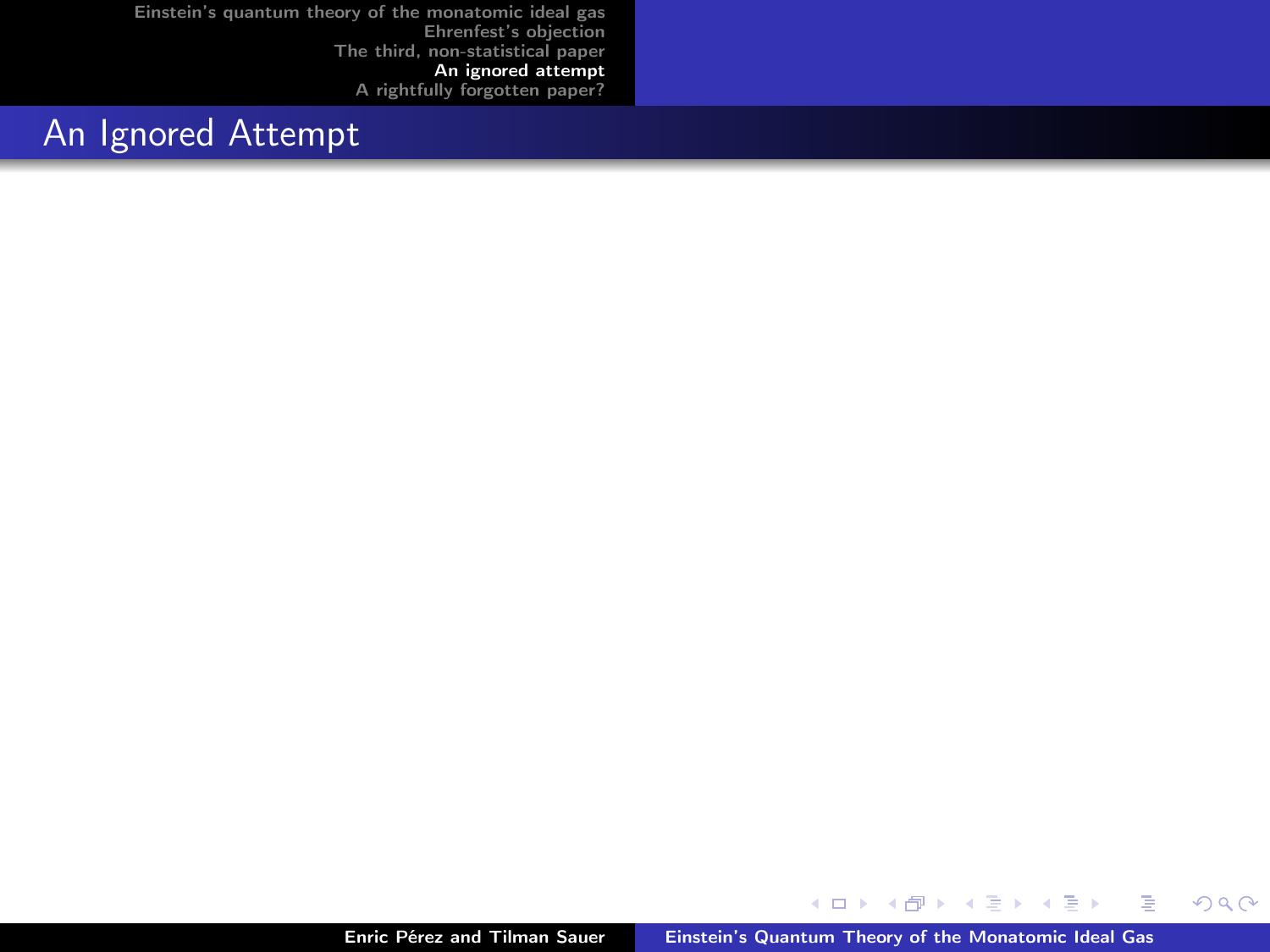# An Ignored Attempt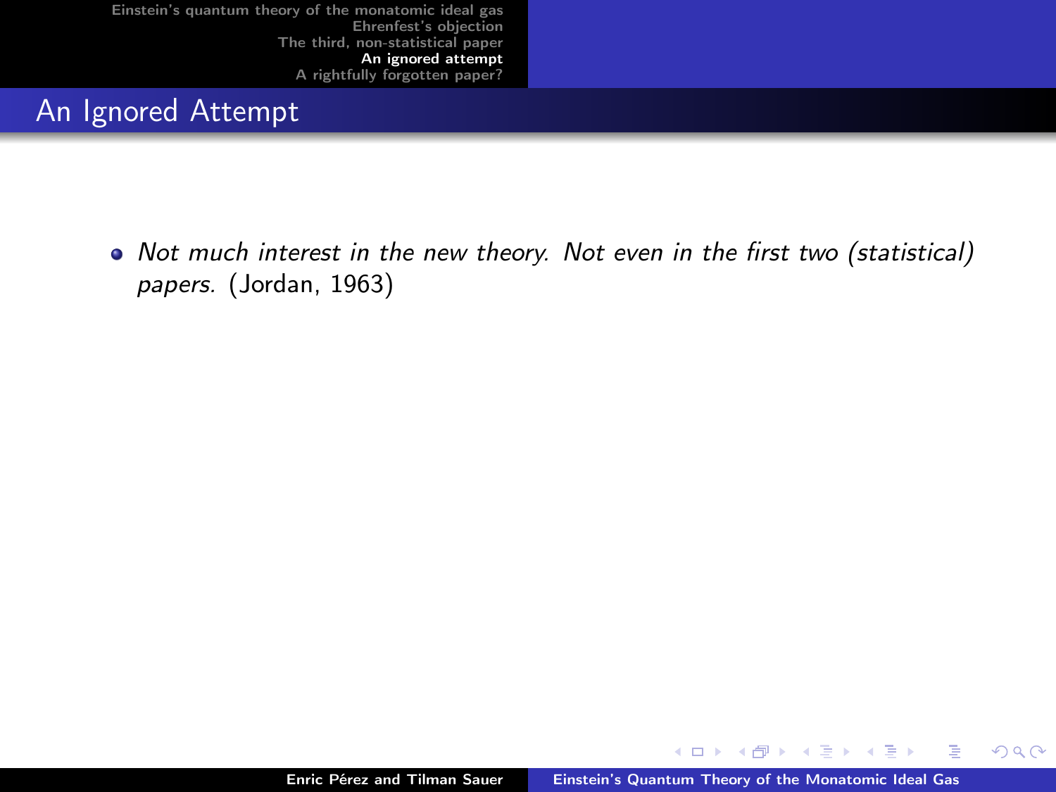## An Ignored Attempt

- *Not much interest in the new theory. Not even in the first two (statistical) papers.* (Jordan, 1963)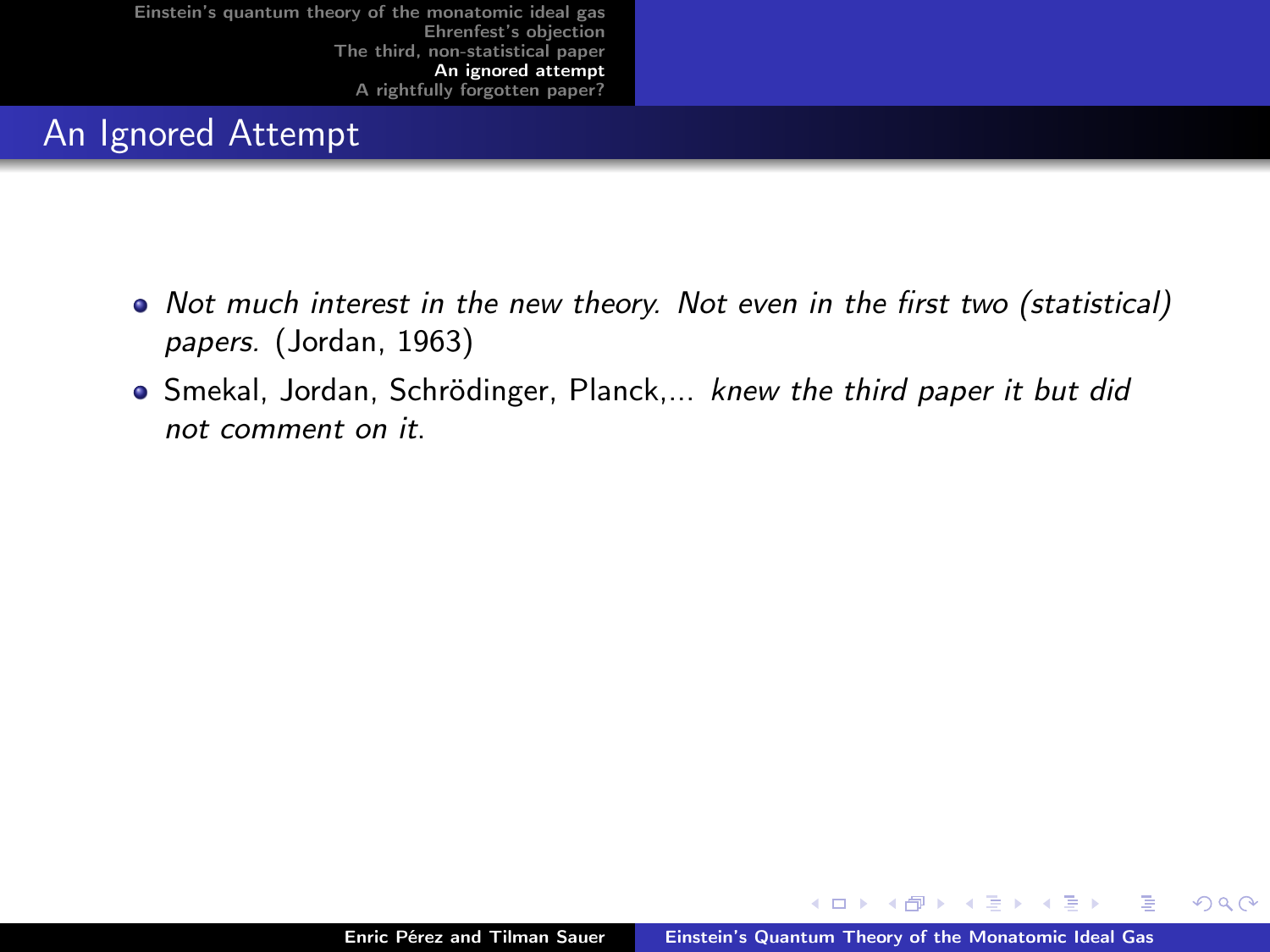## An Ignored Attempt

- *Not much interest in the new theory. Not even in the first two (statistical) papers.* (Jordan, 1963)
- Smekal, Jordan, Schrödinger, Planck,... *knew the third paper it but did not comment on it.*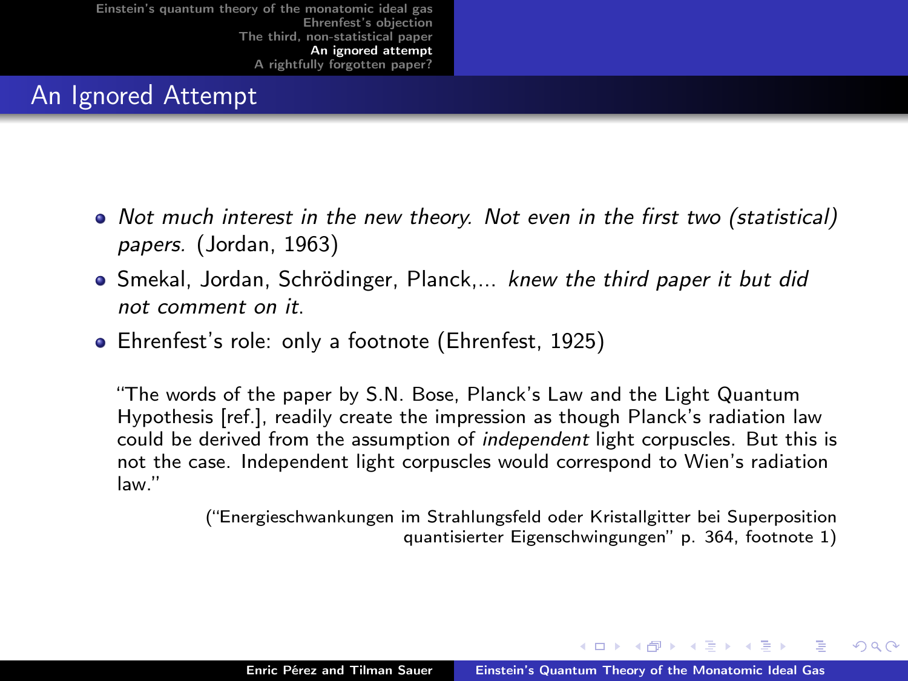## An Ignored Attempt

- *Not much interest in the new theory. Not even in the first two (statistical) papers.* (Jordan, 1963)
- Smekal, Jordan, Schrödinger, Planck,... *knew the third paper it but did not comment on it.*
- Ehrenfest's role: only a footnote (Ehrenfest, 1925)

"The words of the paper by S.N. Bose, Planck's Law and the Light Quantum Hypothesis [ref.], readily create the impression as though Planck's radiation law could be derived from the assumption of *independent* light corpuscles. But this is not the case. Independent light corpuscles would correspond to Wien's radiation law."

("Energieschwankungen im Strahlungsfeld oder Kristallgitter bei Superposition quantisierter Eigenschwingungen" p. 364, footnote 1)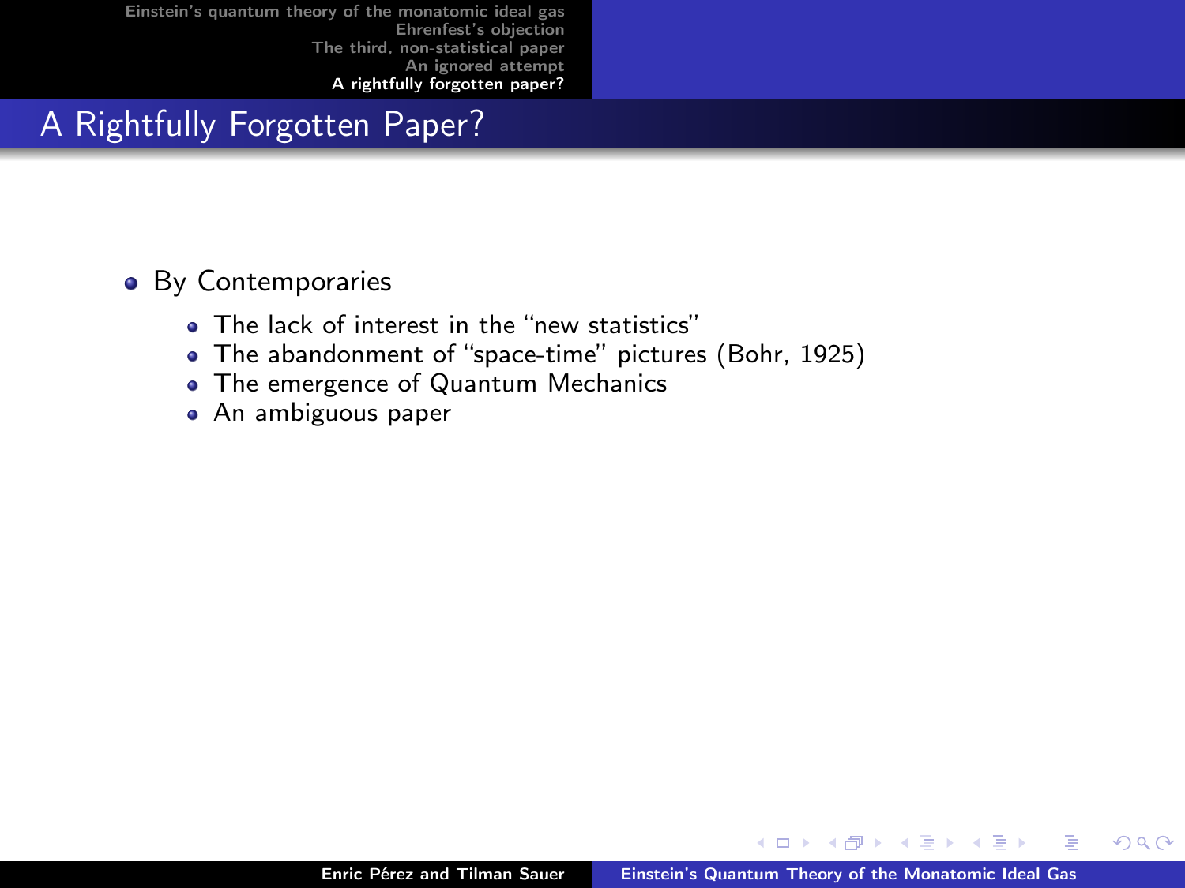## A Rightfully Forgotten Paper?

- By Contemporaries
  - The lack of interest in the "new statistics"
  - The abandonment of "space-time" pictures (Bohr, 1925)
  - The emergence of Quantum Mechanics
  - An ambiguous paper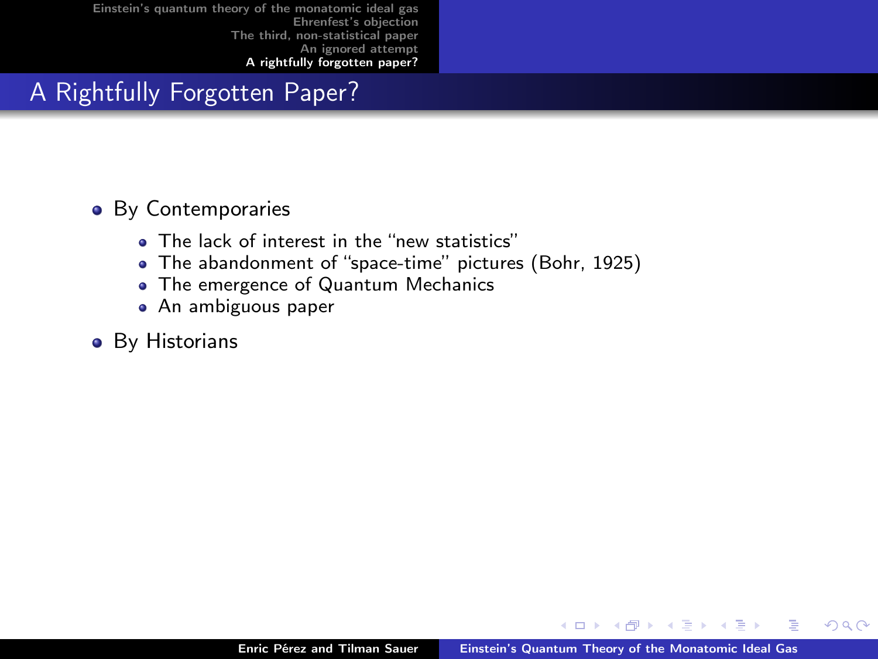# A Rightfully Forgotten Paper?

- By Contemporaries
  - The lack of interest in the “new statistics”
  - The abandonment of “space-time” pictures (Bohr, 1925)
  - The emergence of Quantum Mechanics
  - An ambiguous paper
- By Historians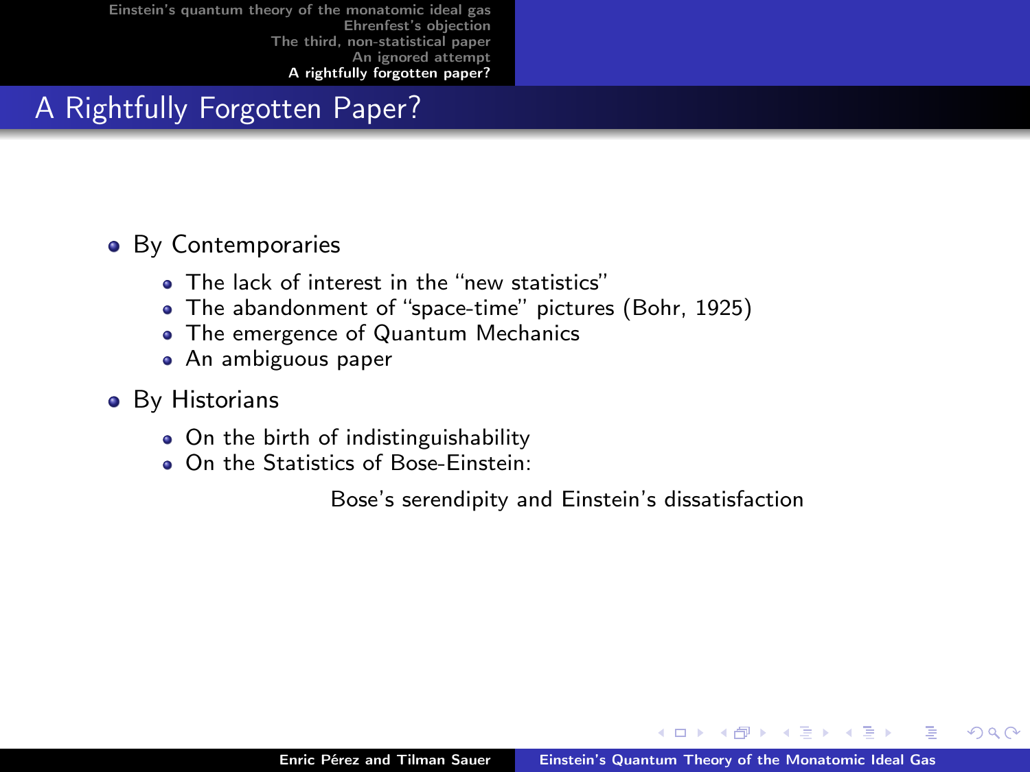# A Rightfully Forgotten Paper?

- By Contemporaries
  - The lack of interest in the "new statistics"
  - The abandonment of "space-time" pictures (Bohr, 1925)
  - The emergence of Quantum Mechanics
  - An ambiguous paper
- By Historians
  - On the birth of indistinguishability
  - On the Statistics of Bose-Einstein:

    Bose's serendipity and Einstein's dissatisfaction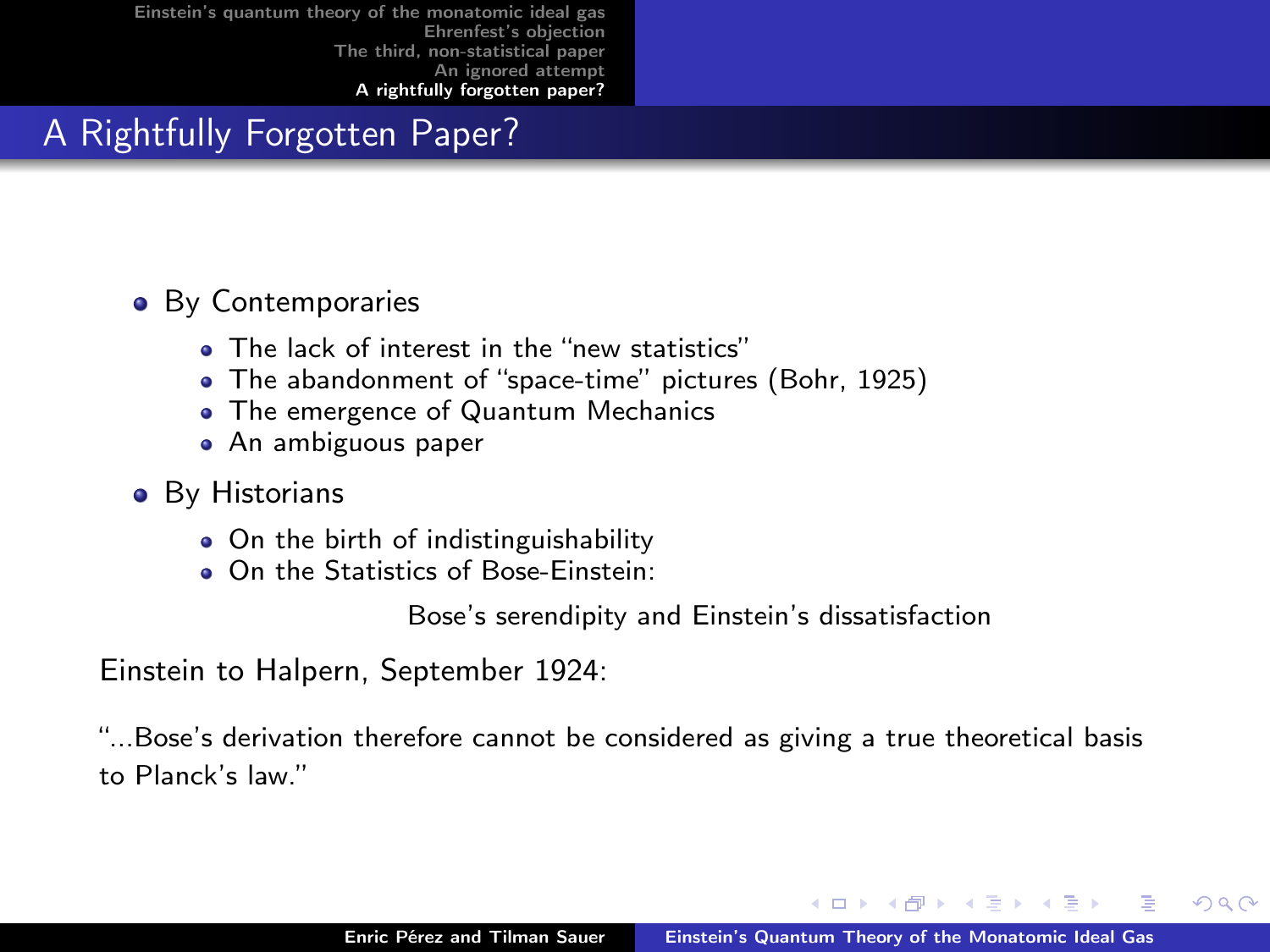# A Rightfully Forgotten Paper?

- By Contemporaries
  - The lack of interest in the “new statistics”
  - The abandonment of “space-time” pictures (Bohr, 1925)
  - The emergence of Quantum Mechanics
  - An ambiguous paper
- By Historians
  - On the birth of indistinguishability
  - On the Statistics of Bose-Einstein:

    Bose’s serendipity and Einstein’s dissatisfaction

Einstein to Halpern, September 1924:

“...Bose’s derivation therefore cannot be considered as giving a true theoretical basis to Planck’s law.”